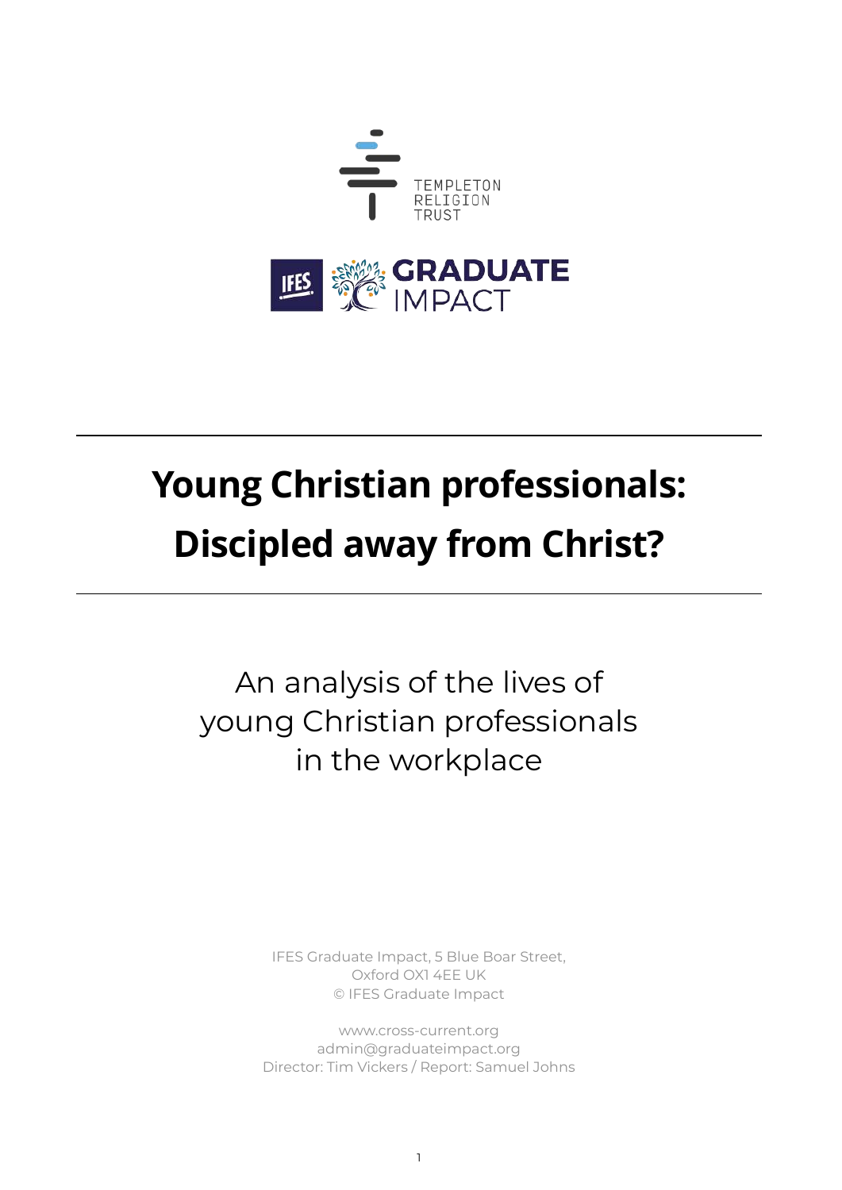TEMPLETON RELIGION TRUST

IFES GRADUATE IMPACT

# Young Christian professionals: Discipled away from Christ?

An analysis of the lives of young Christian professionals in the workplace

IFES Graduate Impact, 5 Blue Boar Street, Oxford OX1 4EE UK
© IFES Graduate Impact

www.cross-current.org
admin@graduateimpact.org
Director: Tim Vickers / Report: Samuel Johns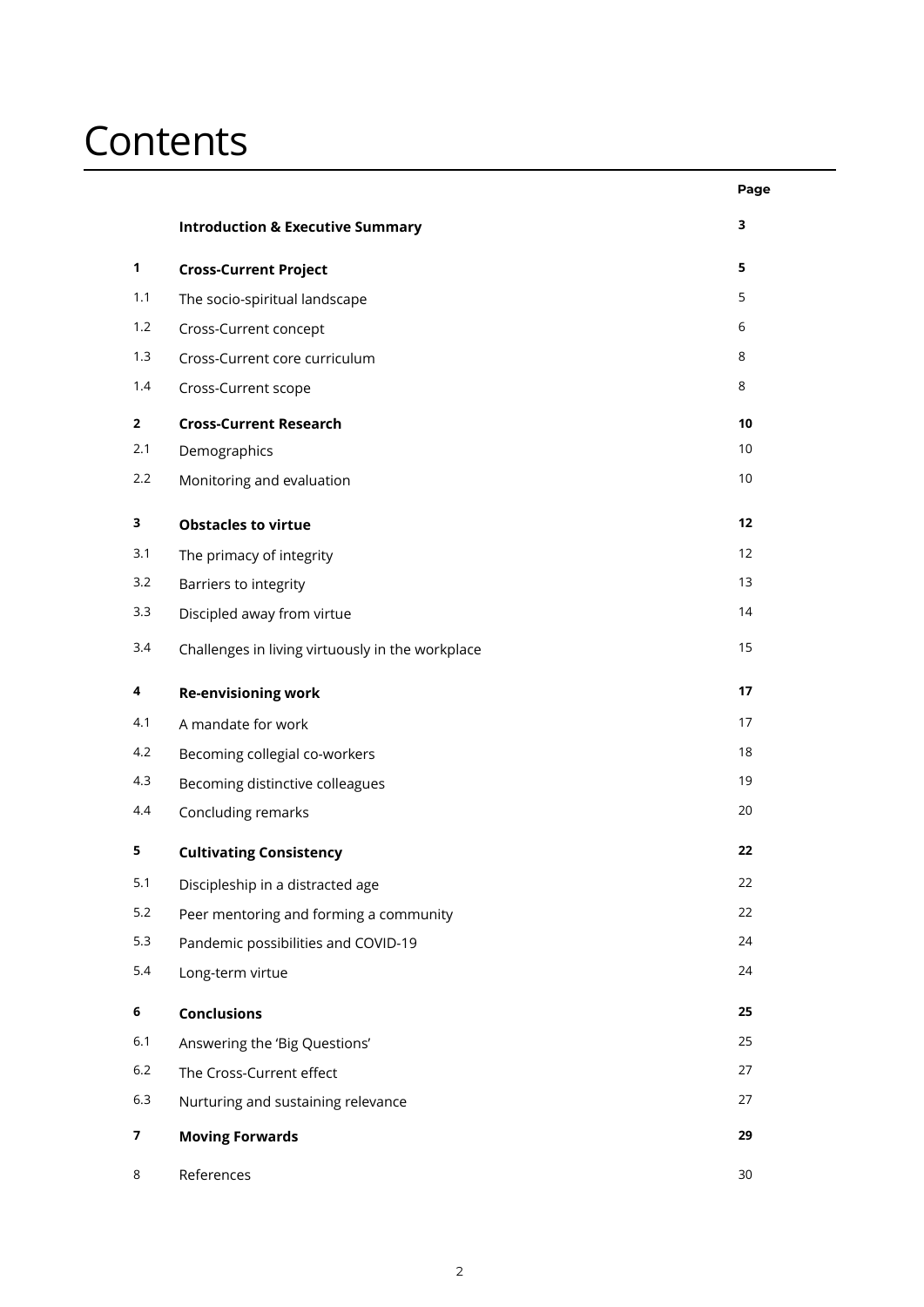# Contents

| | | Page |
|---|---|---|
| | **Introduction & Executive Summary** | **3** |
| **1** | **Cross-Current Project** | **5** |
| 1.1 | The socio-spiritual landscape | 5 |
| 1.2 | Cross-Current concept | 6 |
| 1.3 | Cross-Current core curriculum | 8 |
| 1.4 | Cross-Current scope | 8 |
| **2** | **Cross-Current Research** | **10** |
| 2.1 | Demographics | 10 |
| 2.2 | Monitoring and evaluation | 10 |
| **3** | **Obstacles to virtue** | **12** |
| 3.1 | The primacy of integrity | 12 |
| 3.2 | Barriers to integrity | 13 |
| 3.3 | Discipled away from virtue | 14 |
| 3.4 | Challenges in living virtuously in the workplace | 15 |
| **4** | **Re-envisioning work** | **17** |
| 4.1 | A mandate for work | 17 |
| 4.2 | Becoming collegial co-workers | 18 |
| 4.3 | Becoming distinctive colleagues | 19 |
| 4.4 | Concluding remarks | 20 |
| **5** | **Cultivating Consistency** | **22** |
| 5.1 | Discipleship in a distracted age | 22 |
| 5.2 | Peer mentoring and forming a community | 22 |
| 5.3 | Pandemic possibilities and COVID-19 | 24 |
| 5.4 | Long-term virtue | 24 |
| **6** | **Conclusions** | **25** |
| 6.1 | Answering the 'Big Questions' | 25 |
| 6.2 | The Cross-Current effect | 27 |
| 6.3 | Nurturing and sustaining relevance | 27 |
| **7** | **Moving Forwards** | **29** |
| 8 | References | 30 |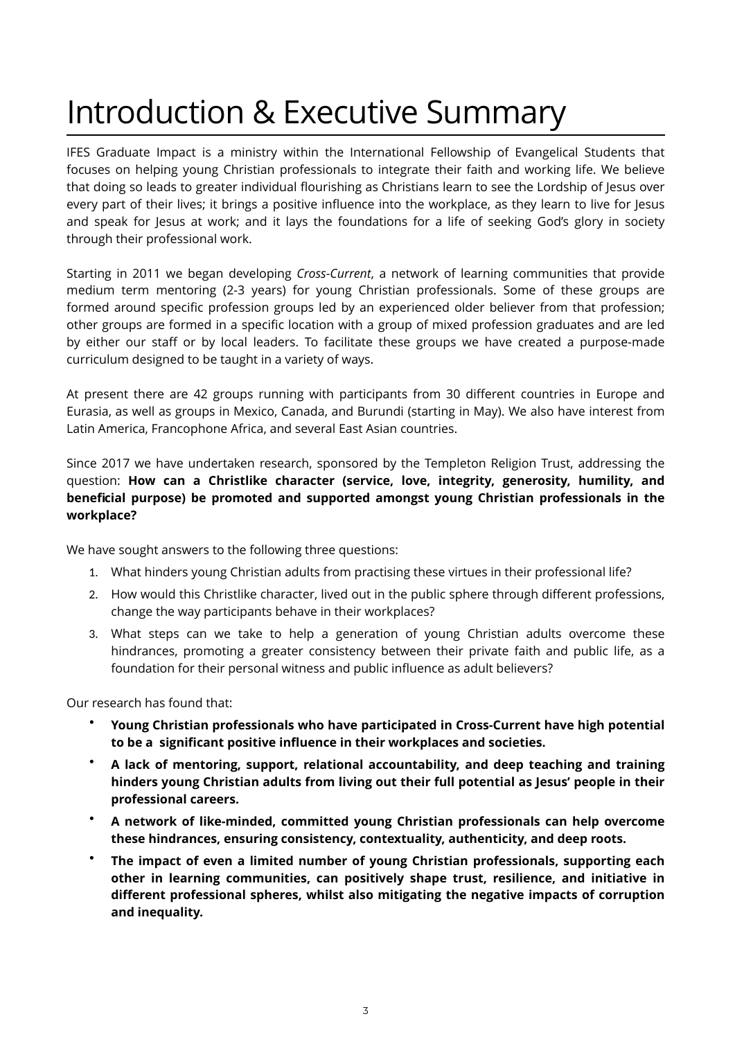# Introduction & Executive Summary

IFES Graduate Impact is a ministry within the International Fellowship of Evangelical Students that focuses on helping young Christian professionals to integrate their faith and working life. We believe that doing so leads to greater individual flourishing as Christians learn to see the Lordship of Jesus over every part of their lives; it brings a positive influence into the workplace, as they learn to live for Jesus and speak for Jesus at work; and it lays the foundations for a life of seeking God's glory in society through their professional work.

Starting in 2011 we began developing *Cross-Current*, a network of learning communities that provide medium term mentoring (2-3 years) for young Christian professionals. Some of these groups are formed around specific profession groups led by an experienced older believer from that profession; other groups are formed in a specific location with a group of mixed profession graduates and are led by either our staff or by local leaders. To facilitate these groups we have created a purpose-made curriculum designed to be taught in a variety of ways.

At present there are 42 groups running with participants from 30 different countries in Europe and Eurasia, as well as groups in Mexico, Canada, and Burundi (starting in May). We also have interest from Latin America, Francophone Africa, and several East Asian countries.

Since 2017 we have undertaken research, sponsored by the Templeton Religion Trust, addressing the question: **How can a Christlike character (service, love, integrity, generosity, humility, and beneficial purpose) be promoted and supported amongst young Christian professionals in the workplace?**

We have sought answers to the following three questions:

1. What hinders young Christian adults from practising these virtues in their professional life?
2. How would this Christlike character, lived out in the public sphere through different professions, change the way participants behave in their workplaces?
3. What steps can we take to help a generation of young Christian adults overcome these hindrances, promoting a greater consistency between their private faith and public life, as a foundation for their personal witness and public influence as adult believers?

Our research has found that:

- **Young Christian professionals who have participated in Cross-Current have high potential to be a significant positive influence in their workplaces and societies.**
- **A lack of mentoring, support, relational accountability, and deep teaching and training hinders young Christian adults from living out their full potential as Jesus' people in their professional careers.**
- **A network of like-minded, committed young Christian professionals can help overcome these hindrances, ensuring consistency, contextuality, authenticity, and deep roots.**
- **The impact of even a limited number of young Christian professionals, supporting each other in learning communities, can positively shape trust, resilience, and initiative in different professional spheres, whilst also mitigating the negative impacts of corruption and inequality.**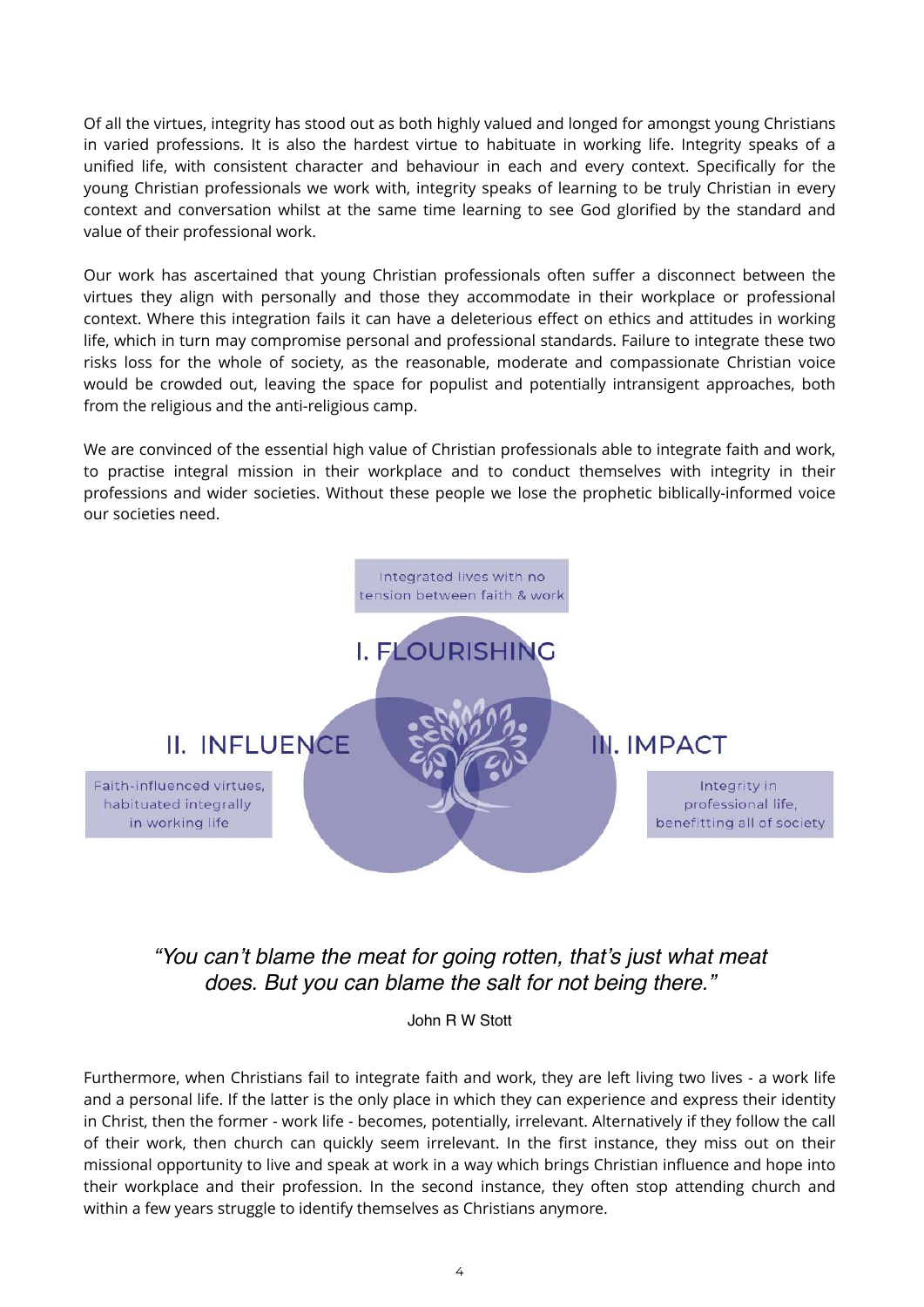Of all the virtues, integrity has stood out as both highly valued and longed for amongst young Christians in varied professions. It is also the hardest virtue to habituate in working life. Integrity speaks of a unified life, with consistent character and behaviour in each and every context. Specifically for the young Christian professionals we work with, integrity speaks of learning to be truly Christian in every context and conversation whilst at the same time learning to see God glorified by the standard and value of their professional work.

Our work has ascertained that young Christian professionals often suffer a disconnect between the virtues they align with personally and those they accommodate in their workplace or professional context. Where this integration fails it can have a deleterious effect on ethics and attitudes in working life, which in turn may compromise personal and professional standards. Failure to integrate these two risks loss for the whole of society, as the reasonable, moderate and compassionate Christian voice would be crowded out, leaving the space for populist and potentially intransigent approaches, both from the religious and the anti-religious camp.

We are convinced of the essential high value of Christian professionals able to integrate faith and work, to practise integral mission in their workplace and to conduct themselves with integrity in their professions and wider societies. Without these people we lose the prophetic biblically-informed voice our societies need.

Integrated lives with no tension between faith & work

I. FLOURISHING

II. INFLUENCE

Faith-influenced virtues, habituated integrally in working life

III. IMPACT

Integrity in professional life, benefitting all of society

*"You can't blame the meat for going rotten, that's just what meat does. But you can blame the salt for not being there."*

John R W Stott

Furthermore, when Christians fail to integrate faith and work, they are left living two lives - a work life and a personal life. If the latter is the only place in which they can experience and express their identity in Christ, then the former - work life - becomes, potentially, irrelevant. Alternatively if they follow the call of their work, then church can quickly seem irrelevant. In the first instance, they miss out on their missional opportunity to live and speak at work in a way which brings Christian influence and hope into their workplace and their profession. In the second instance, they often stop attending church and within a few years struggle to identify themselves as Christians anymore.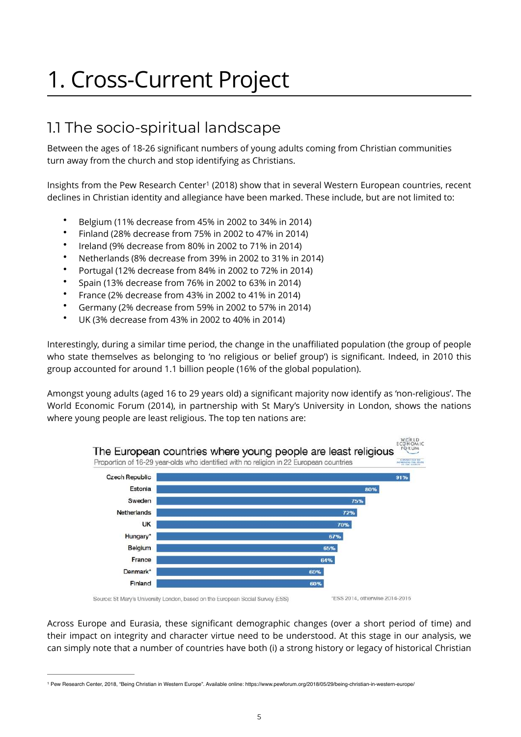# 1. Cross-Current Project

## 1.1 The socio-spiritual landscape

Between the ages of 18-26 significant numbers of young adults coming from Christian communities turn away from the church and stop identifying as Christians.

Insights from the Pew Research Center[1] (2018) show that in several Western European countries, recent declines in Christian identity and allegiance have been marked. These include, but are not limited to:

- Belgium (11% decrease from 45% in 2002 to 34% in 2014)
- Finland (28% decrease from 75% in 2002 to 47% in 2014)
- Ireland (9% decrease from 80% in 2002 to 71% in 2014)
- Netherlands (8% decrease from 39% in 2002 to 31% in 2014)
- Portugal (12% decrease from 84% in 2002 to 72% in 2014)
- Spain (13% decrease from 76% in 2002 to 63% in 2014)
- France (2% decrease from 43% in 2002 to 41% in 2014)
- Germany (2% decrease from 59% in 2002 to 57% in 2014)
- UK (3% decrease from 43% in 2002 to 40% in 2014)

Interestingly, during a similar time period, the change in the unaffiliated population (the group of people who state themselves as belonging to 'no religious or belief group') is significant. Indeed, in 2010 this group accounted for around 1.1 billion people (16% of the global population).

Amongst young adults (aged 16 to 29 years old) a significant majority now identify as 'non-religious'. The World Economic Forum (2014), in partnership with St Mary's University in London, shows the nations where young people are least religious. The top ten nations are:

**The European countries where young people are least religious**

Proportion of 16-29 year-olds who identified with no religion in 22 European countries

| Country | % |
| --- | --- |
| Czech Republic | 91% |
| Estonia | 80% |
| Sweden | 75% |
| Netherlands | 72% |
| UK | 70% |
| Hungary* | 67% |
| Belgium | 65% |
| France | 64% |
| Denmark* | 60% |
| Finland | 60% |

Source: St Mary's University London, based on the European Social Survey (ESS)

*ESS 2014, otherwise 2014-2016

Across Europe and Eurasia, these significant demographic changes (over a short period of time) and their impact on integrity and character virtue need to be understood. At this stage in our analysis, we can simply note that a number of countries have both (i) a strong history or legacy of historical Christian

---

[1] Pew Research Center, 2018, "Being Christian in Western Europe". Available online: https://www.pewforum.org/2018/05/29/being-christian-in-western-europe/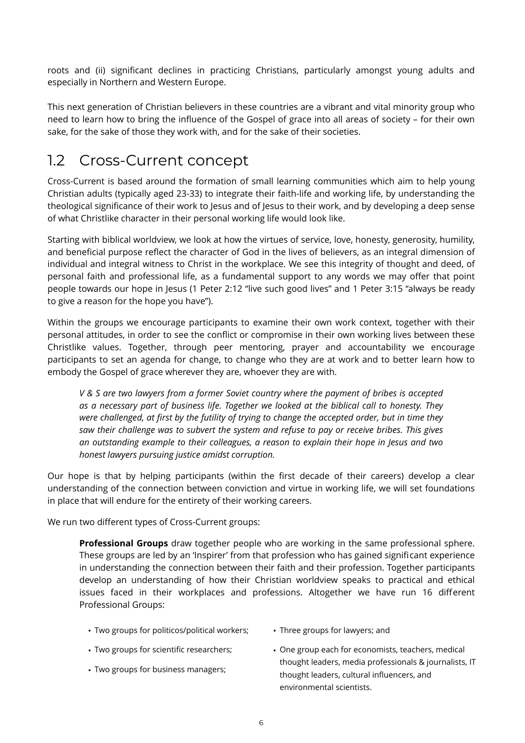roots and (ii) significant declines in practicing Christians, particularly amongst young adults and especially in Northern and Western Europe.

This next generation of Christian believers in these countries are a vibrant and vital minority group who need to learn how to bring the influence of the Gospel of grace into all areas of society – for their own sake, for the sake of those they work with, and for the sake of their societies.

## 1.2 Cross-Current concept

Cross-Current is based around the formation of small learning communities which aim to help young Christian adults (typically aged 23-33) to integrate their faith-life and working life, by understanding the theological significance of their work to Jesus and of Jesus to their work, and by developing a deep sense of what Christlike character in their personal working life would look like.

Starting with biblical worldview, we look at how the virtues of service, love, honesty, generosity, humility, and beneficial purpose reflect the character of God in the lives of believers, as an integral dimension of individual and integral witness to Christ in the workplace. We see this integrity of thought and deed, of personal faith and professional life, as a fundamental support to any words we may offer that point people towards our hope in Jesus (1 Peter 2:12 "live such good lives" and 1 Peter 3:15 "always be ready to give a reason for the hope you have").

Within the groups we encourage participants to examine their own work context, together with their personal attitudes, in order to see the conflict or compromise in their own working lives between these Christlike values. Together, through peer mentoring, prayer and accountability we encourage participants to set an agenda for change, to change who they are at work and to better learn how to embody the Gospel of grace wherever they are, whoever they are with.

> *V & S are two lawyers from a former Soviet country where the payment of bribes is accepted as a necessary part of business life. Together we looked at the biblical call to honesty. They were challenged, at first by the futility of trying to change the accepted order, but in time they saw their challenge was to subvert the system and refuse to pay or receive bribes. This gives an outstanding example to their colleagues, a reason to explain their hope in Jesus and two honest lawyers pursuing justice amidst corruption.*

Our hope is that by helping participants (within the first decade of their careers) develop a clear understanding of the connection between conviction and virtue in working life, we will set foundations in place that will endure for the entirety of their working careers.

We run two different types of Cross-Current groups:

> **Professional Groups** draw together people who are working in the same professional sphere. These groups are led by an 'Inspirer' from that profession who has gained significant experience in understanding the connection between their faith and their profession. Together participants develop an understanding of how their Christian worldview speaks to practical and ethical issues faced in their workplaces and professions. Altogether we have run 16 different Professional Groups:
>
> - Two groups for politicos/political workers;
> - Two groups for scientific researchers;
> - Two groups for business managers;
> - Three groups for lawyers; and
> - One group each for economists, teachers, medical thought leaders, media professionals & journalists, IT thought leaders, cultural influencers, and environmental scientists.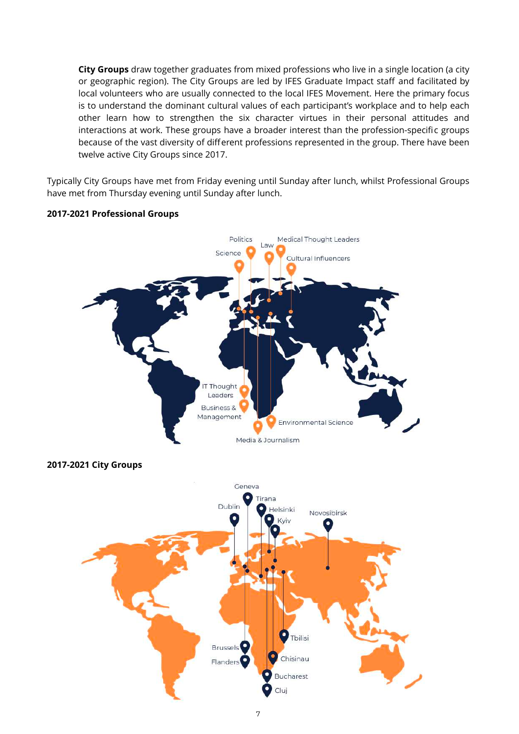**City Groups** draw together graduates from mixed professions who live in a single location (a city or geographic region). The City Groups are led by IFES Graduate Impact staff and facilitated by local volunteers who are usually connected to the local IFES Movement. Here the primary focus is to understand the dominant cultural values of each participant's workplace and to help each other learn how to strengthen the six character virtues in their personal attitudes and interactions at work. These groups have a broader interest than the profession-specific groups because of the vast diversity of different professions represented in the group. There have been twelve active City Groups since 2017.

Typically City Groups have met from Friday evening until Sunday after lunch, whilst Professional Groups have met from Thursday evening until Sunday after lunch.

**2017-2021 Professional Groups**

Politics, Law, Medical Thought Leaders, Science, Cultural Influencers, IT Thought Leaders, Business & Management, Environmental Science, Media & Journalism

**2017-2021 City Groups**

Geneva, Tirana, Dublin, Helsinki, Kyiv, Novosibirsk, Tbilisi, Brussels, Chisinau, Flanders, Bucharest, Cluj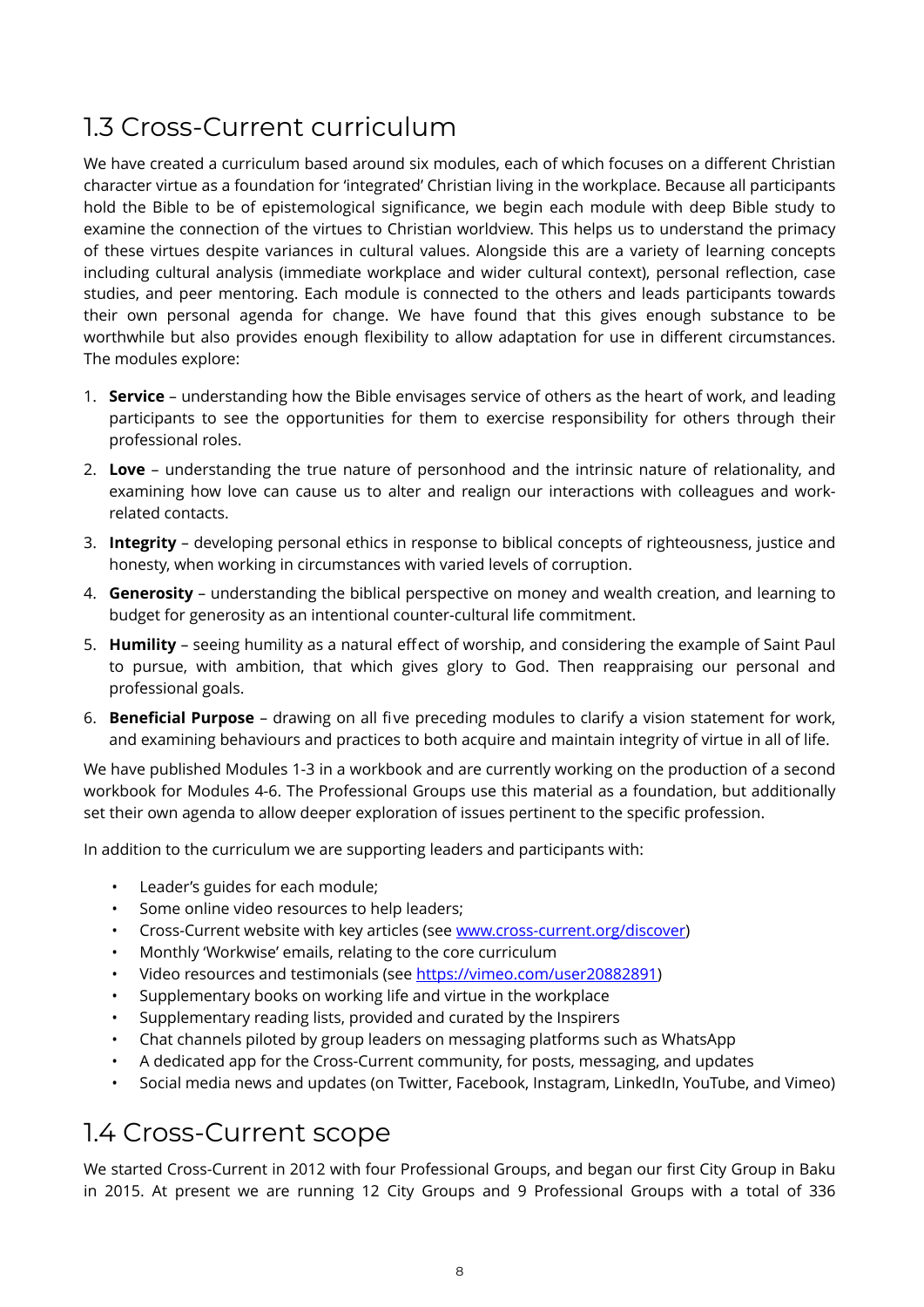## 1.3 Cross-Current curriculum

We have created a curriculum based around six modules, each of which focuses on a different Christian character virtue as a foundation for 'integrated' Christian living in the workplace. Because all participants hold the Bible to be of epistemological significance, we begin each module with deep Bible study to examine the connection of the virtues to Christian worldview. This helps us to understand the primacy of these virtues despite variances in cultural values. Alongside this are a variety of learning concepts including cultural analysis (immediate workplace and wider cultural context), personal reflection, case studies, and peer mentoring. Each module is connected to the others and leads participants towards their own personal agenda for change. We have found that this gives enough substance to be worthwhile but also provides enough flexibility to allow adaptation for use in different circumstances. The modules explore:

1. **Service** – understanding how the Bible envisages service of others as the heart of work, and leading participants to see the opportunities for them to exercise responsibility for others through their professional roles.
2. **Love** – understanding the true nature of personhood and the intrinsic nature of relationality, and examining how love can cause us to alter and realign our interactions with colleagues and work-related contacts.
3. **Integrity** – developing personal ethics in response to biblical concepts of righteousness, justice and honesty, when working in circumstances with varied levels of corruption.
4. **Generosity** – understanding the biblical perspective on money and wealth creation, and learning to budget for generosity as an intentional counter-cultural life commitment.
5. **Humility** – seeing humility as a natural effect of worship, and considering the example of Saint Paul to pursue, with ambition, that which gives glory to God. Then reappraising our personal and professional goals.
6. **Beneficial Purpose** – drawing on all five preceding modules to clarify a vision statement for work, and examining behaviours and practices to both acquire and maintain integrity of virtue in all of life.

We have published Modules 1-3 in a workbook and are currently working on the production of a second workbook for Modules 4-6. The Professional Groups use this material as a foundation, but additionally set their own agenda to allow deeper exploration of issues pertinent to the specific profession.

In addition to the curriculum we are supporting leaders and participants with:

- Leader's guides for each module;
- Some online video resources to help leaders;
- Cross-Current website with key articles (see www.cross-current.org/discover)
- Monthly 'Workwise' emails, relating to the core curriculum
- Video resources and testimonials (see https://vimeo.com/user20882891)
- Supplementary books on working life and virtue in the workplace
- Supplementary reading lists, provided and curated by the Inspirers
- Chat channels piloted by group leaders on messaging platforms such as WhatsApp
- A dedicated app for the Cross-Current community, for posts, messaging, and updates
- Social media news and updates (on Twitter, Facebook, Instagram, LinkedIn, YouTube, and Vimeo)

## 1.4 Cross-Current scope

We started Cross-Current in 2012 with four Professional Groups, and began our first City Group in Baku in 2015. At present we are running 12 City Groups and 9 Professional Groups with a total of 336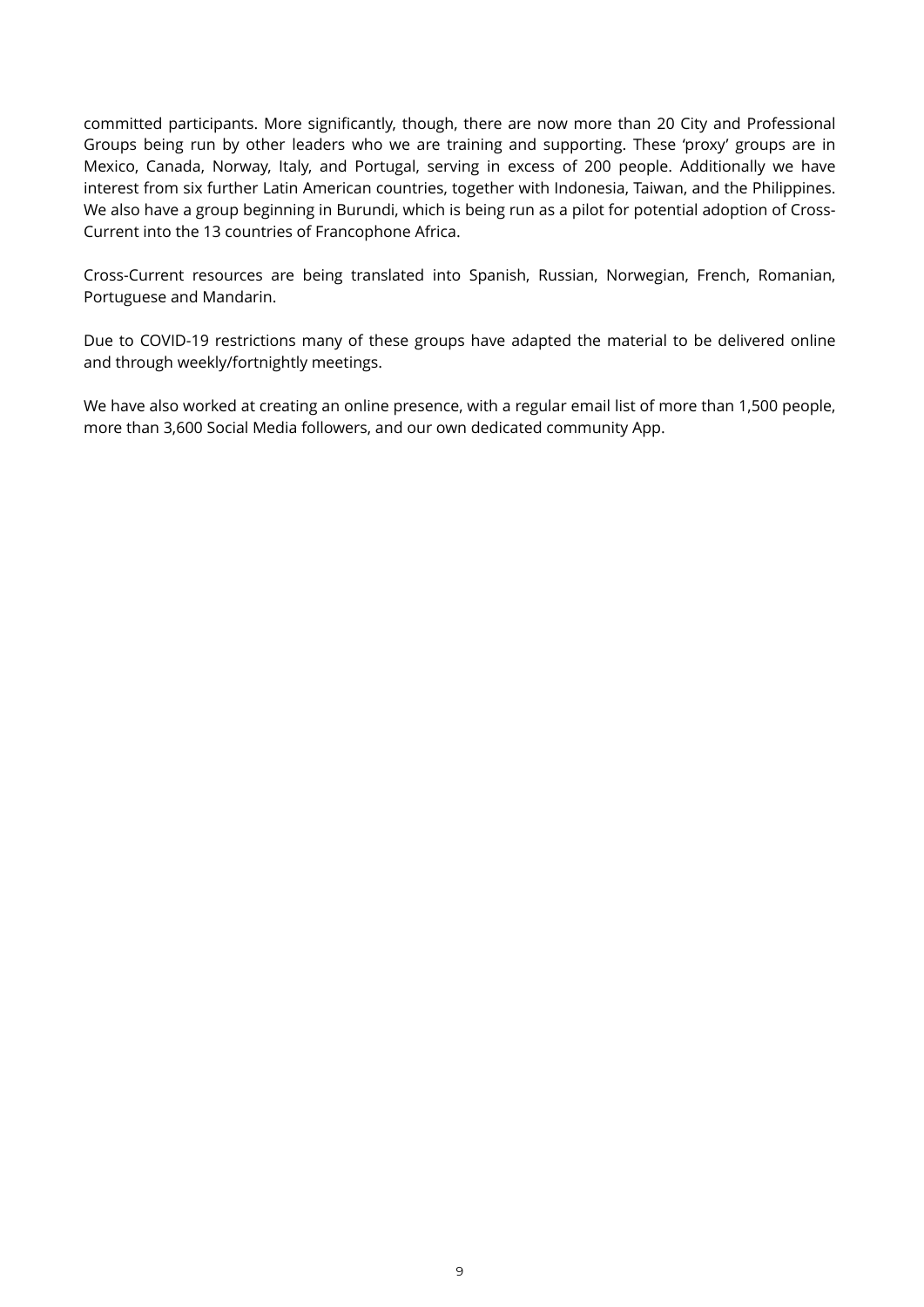committed participants. More significantly, though, there are now more than 20 City and Professional Groups being run by other leaders who we are training and supporting. These 'proxy' groups are in Mexico, Canada, Norway, Italy, and Portugal, serving in excess of 200 people. Additionally we have interest from six further Latin American countries, together with Indonesia, Taiwan, and the Philippines. We also have a group beginning in Burundi, which is being run as a pilot for potential adoption of Cross-Current into the 13 countries of Francophone Africa.

Cross-Current resources are being translated into Spanish, Russian, Norwegian, French, Romanian, Portuguese and Mandarin.

Due to COVID-19 restrictions many of these groups have adapted the material to be delivered online and through weekly/fortnightly meetings.

We have also worked at creating an online presence, with a regular email list of more than 1,500 people, more than 3,600 Social Media followers, and our own dedicated community App.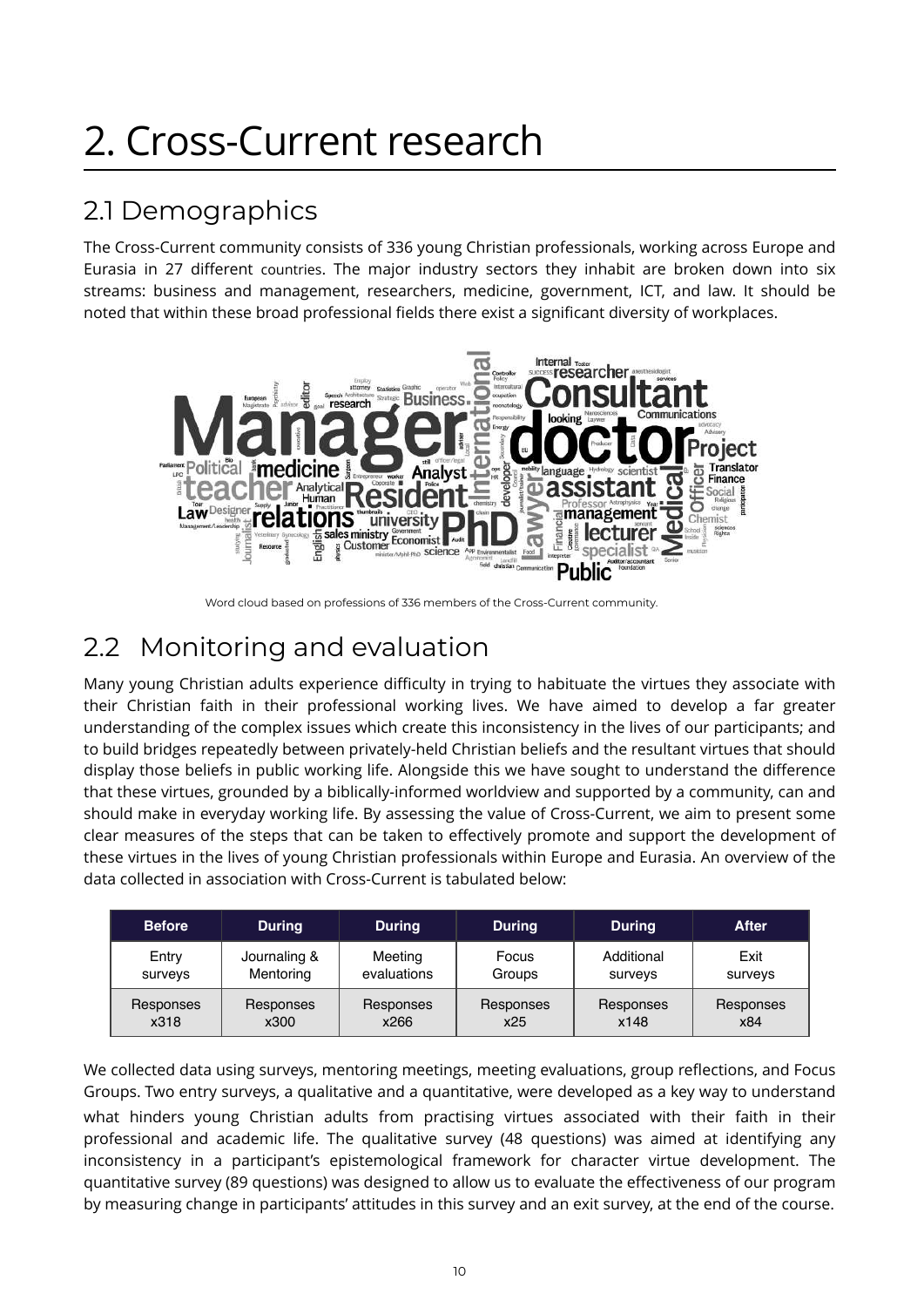# 2. Cross-Current research

## 2.1 Demographics

The Cross-Current community consists of 336 young Christian professionals, working across Europe and Eurasia in 27 different countries. The major industry sectors they inhabit are broken down into six streams: business and management, researchers, medicine, government, ICT, and law. It should be noted that within these broad professional fields there exist a significant diversity of workplaces.

Word cloud based on professions of 336 members of the Cross-Current community.

## 2.2 Monitoring and evaluation

Many young Christian adults experience difficulty in trying to habituate the virtues they associate with their Christian faith in their professional working lives. We have aimed to develop a far greater understanding of the complex issues which create this inconsistency in the lives of our participants; and to build bridges repeatedly between privately-held Christian beliefs and the resultant virtues that should display those beliefs in public working life. Alongside this we have sought to understand the difference that these virtues, grounded by a biblically-informed worldview and supported by a community, can and should make in everyday working life. By assessing the value of Cross-Current, we aim to present some clear measures of the steps that can be taken to effectively promote and support the development of these virtues in the lives of young Christian professionals within Europe and Eurasia. An overview of the data collected in association with Cross-Current is tabulated below:

| Before | During | During | During | During | After |
|---|---|---|---|---|---|
| Entry surveys | Journaling & Mentoring | Meeting evaluations | Focus Groups | Additional surveys | Exit surveys |
| Responses x318 | Responses x300 | Responses x266 | Responses x25 | Responses x148 | Responses x84 |

We collected data using surveys, mentoring meetings, meeting evaluations, group reflections, and Focus Groups. Two entry surveys, a qualitative and a quantitative, were developed as a key way to understand what hinders young Christian adults from practising virtues associated with their faith in their professional and academic life. The qualitative survey (48 questions) was aimed at identifying any inconsistency in a participant's epistemological framework for character virtue development. The quantitative survey (89 questions) was designed to allow us to evaluate the effectiveness of our program by measuring change in participants' attitudes in this survey and an exit survey, at the end of the course.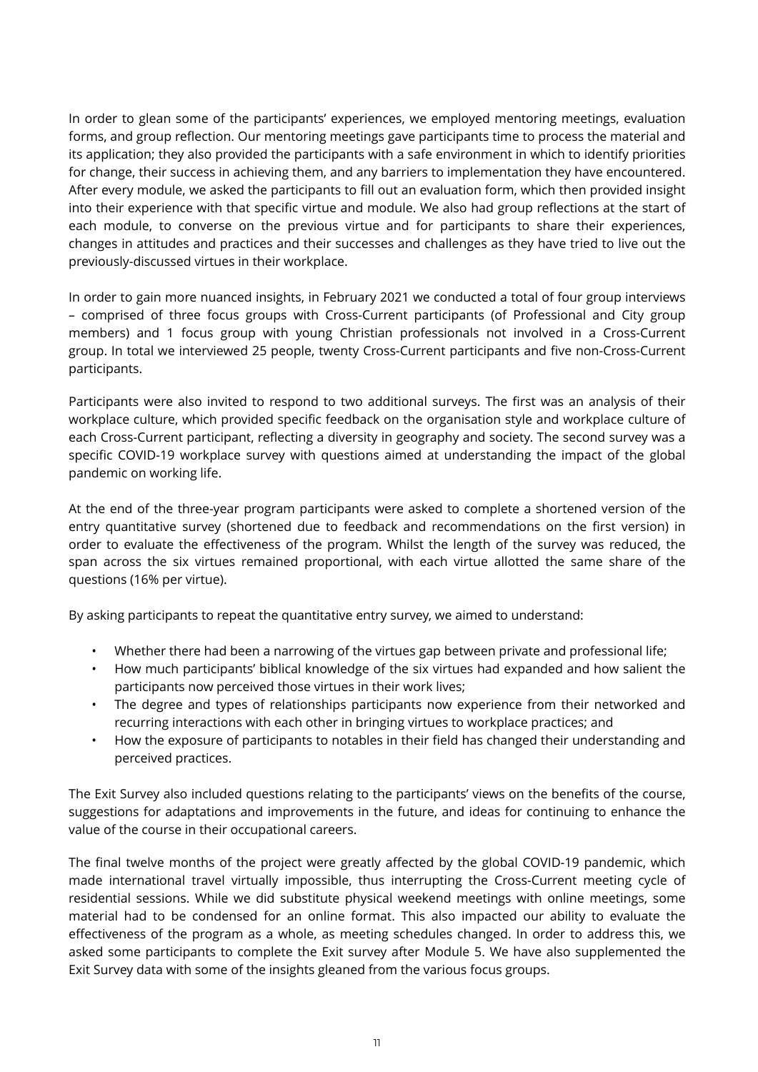In order to glean some of the participants' experiences, we employed mentoring meetings, evaluation forms, and group reflection. Our mentoring meetings gave participants time to process the material and its application; they also provided the participants with a safe environment in which to identify priorities for change, their success in achieving them, and any barriers to implementation they have encountered. After every module, we asked the participants to fill out an evaluation form, which then provided insight into their experience with that specific virtue and module. We also had group reflections at the start of each module, to converse on the previous virtue and for participants to share their experiences, changes in attitudes and practices and their successes and challenges as they have tried to live out the previously-discussed virtues in their workplace.

In order to gain more nuanced insights, in February 2021 we conducted a total of four group interviews – comprised of three focus groups with Cross-Current participants (of Professional and City group members) and 1 focus group with young Christian professionals not involved in a Cross-Current group. In total we interviewed 25 people, twenty Cross-Current participants and five non-Cross-Current participants.

Participants were also invited to respond to two additional surveys. The first was an analysis of their workplace culture, which provided specific feedback on the organisation style and workplace culture of each Cross-Current participant, reflecting a diversity in geography and society. The second survey was a specific COVID-19 workplace survey with questions aimed at understanding the impact of the global pandemic on working life.

At the end of the three-year program participants were asked to complete a shortened version of the entry quantitative survey (shortened due to feedback and recommendations on the first version) in order to evaluate the effectiveness of the program. Whilst the length of the survey was reduced, the span across the six virtues remained proportional, with each virtue allotted the same share of the questions (16% per virtue).

By asking participants to repeat the quantitative entry survey, we aimed to understand:

- Whether there had been a narrowing of the virtues gap between private and professional life;
- How much participants' biblical knowledge of the six virtues had expanded and how salient the participants now perceived those virtues in their work lives;
- The degree and types of relationships participants now experience from their networked and recurring interactions with each other in bringing virtues to workplace practices; and
- How the exposure of participants to notables in their field has changed their understanding and perceived practices.

The Exit Survey also included questions relating to the participants' views on the benefits of the course, suggestions for adaptations and improvements in the future, and ideas for continuing to enhance the value of the course in their occupational careers.

The final twelve months of the project were greatly affected by the global COVID-19 pandemic, which made international travel virtually impossible, thus interrupting the Cross-Current meeting cycle of residential sessions. While we did substitute physical weekend meetings with online meetings, some material had to be condensed for an online format. This also impacted our ability to evaluate the effectiveness of the program as a whole, as meeting schedules changed. In order to address this, we asked some participants to complete the Exit survey after Module 5. We have also supplemented the Exit Survey data with some of the insights gleaned from the various focus groups.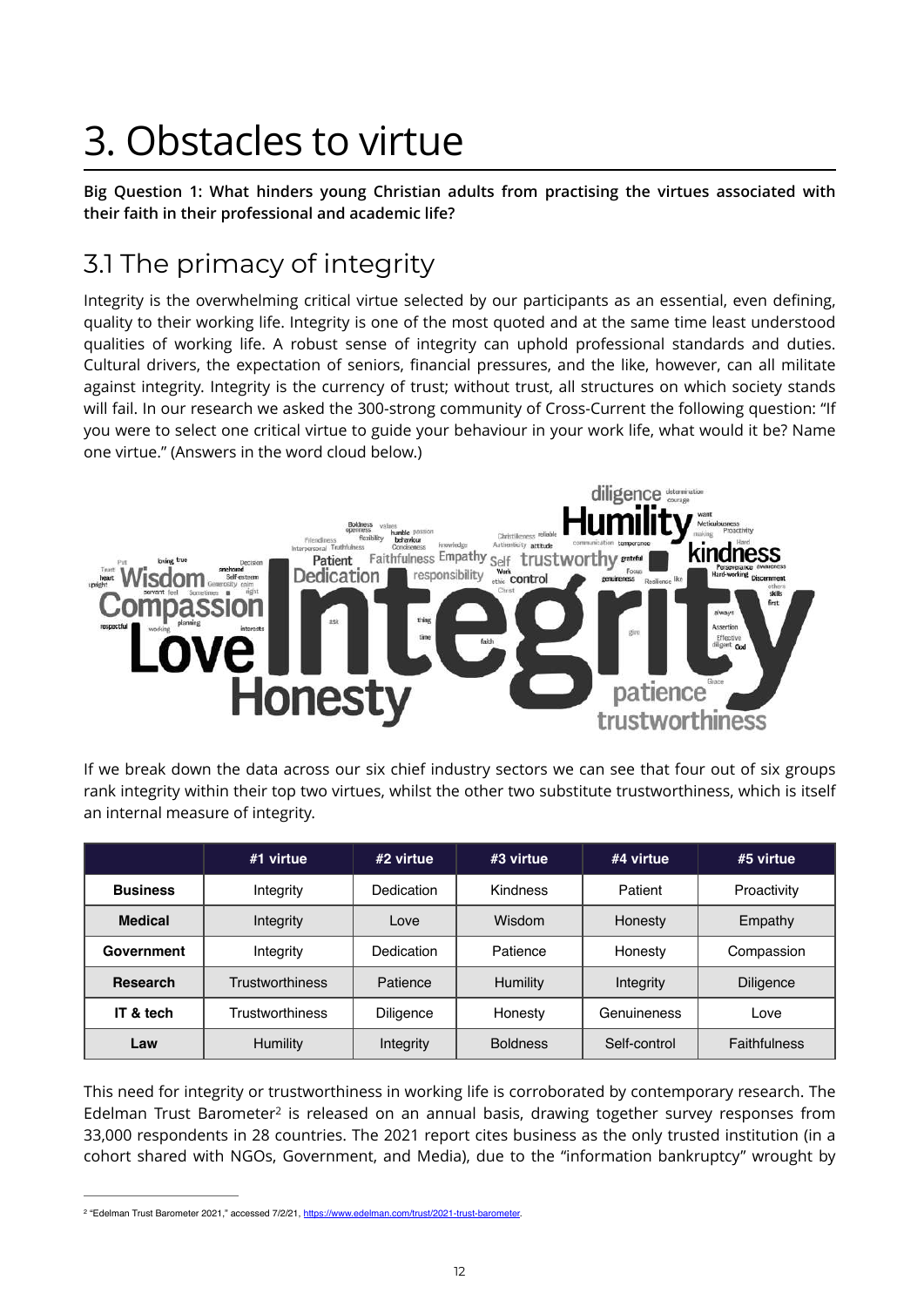# 3. Obstacles to virtue

**Big Question 1: What hinders young Christian adults from practising the virtues associated with their faith in their professional and academic life?**

## 3.1 The primacy of integrity

Integrity is the overwhelming critical virtue selected by our participants as an essential, even defining, quality to their working life. Integrity is one of the most quoted and at the same time least understood qualities of working life. A robust sense of integrity can uphold professional standards and duties. Cultural drivers, the expectation of seniors, financial pressures, and the like, however, can all militate against integrity. Integrity is the currency of trust; without trust, all structures on which society stands will fail. In our research we asked the 300-strong community of Cross-Current the following question: "If you were to select one critical virtue to guide your behaviour in your work life, what would it be? Name one virtue." (Answers in the word cloud below.)

If we break down the data across our six chief industry sectors we can see that four out of six groups rank integrity within their top two virtues, whilst the other two substitute trustworthiness, which is itself an internal measure of integrity.

| | #1 virtue | #2 virtue | #3 virtue | #4 virtue | #5 virtue |
|---|---|---|---|---|---|
| **Business** | Integrity | Dedication | Kindness | Patient | Proactivity |
| **Medical** | Integrity | Love | Wisdom | Honesty | Empathy |
| **Government** | Integrity | Dedication | Patience | Honesty | Compassion |
| **Research** | Trustworthiness | Patience | Humility | Integrity | Diligence |
| **IT & tech** | Trustworthiness | Diligence | Honesty | Genuineness | Love |
| **Law** | Humility | Integrity | Boldness | Self-control | Faithfulness |

This need for integrity or trustworthiness in working life is corroborated by contemporary research. The Edelman Trust Barometer[2] is released on an annual basis, drawing together survey responses from 33,000 respondents in 28 countries. The 2021 report cites business as the only trusted institution (in a cohort shared with NGOs, Government, and Media), due to the "information bankruptcy" wrought by

[2] "Edelman Trust Barometer 2021," accessed 7/2/21, https://www.edelman.com/trust/2021-trust-barometer.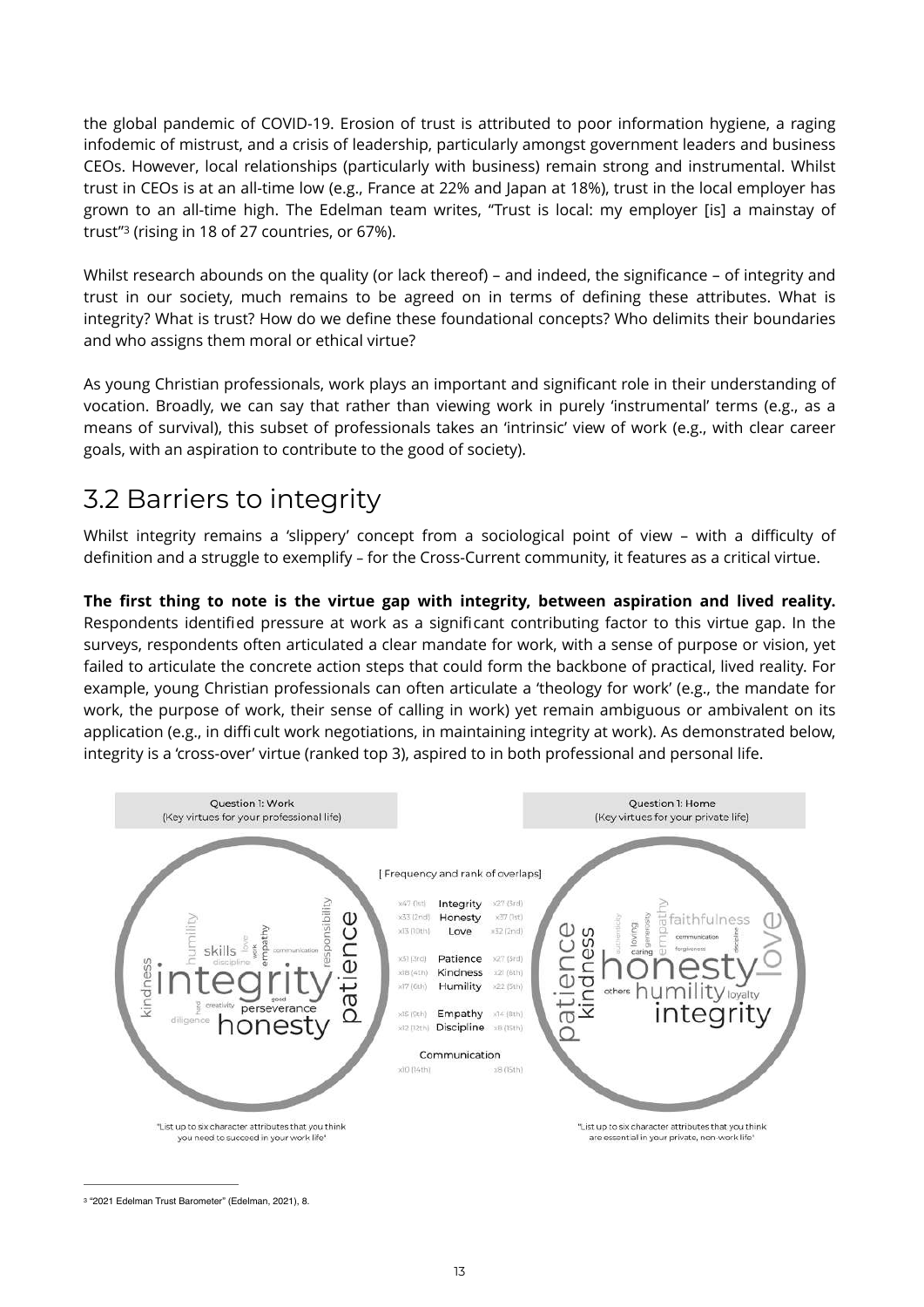the global pandemic of COVID-19. Erosion of trust is attributed to poor information hygiene, a raging infodemic of mistrust, and a crisis of leadership, particularly amongst government leaders and business CEOs. However, local relationships (particularly with business) remain strong and instrumental. Whilst trust in CEOs is at an all-time low (e.g., France at 22% and Japan at 18%), trust in the local employer has grown to an all-time high. The Edelman team writes, "Trust is local: my employer [is] a mainstay of trust"[3] (rising in 18 of 27 countries, or 67%).

Whilst research abounds on the quality (or lack thereof) – and indeed, the significance – of integrity and trust in our society, much remains to be agreed on in terms of defining these attributes. What is integrity? What is trust? How do we define these foundational concepts? Who delimits their boundaries and who assigns them moral or ethical virtue?

As young Christian professionals, work plays an important and significant role in their understanding of vocation. Broadly, we can say that rather than viewing work in purely 'instrumental' terms (e.g., as a means of survival), this subset of professionals takes an 'intrinsic' view of work (e.g., with clear career goals, with an aspiration to contribute to the good of society).

## 3.2 Barriers to integrity

Whilst integrity remains a 'slippery' concept from a sociological point of view – with a difficulty of definition and a struggle to exemplify – for the Cross-Current community, it features as a critical virtue.

**The first thing to note is the virtue gap with integrity, between aspiration and lived reality.** Respondents identified pressure at work as a significant contributing factor to this virtue gap. In the surveys, respondents often articulated a clear mandate for work, with a sense of purpose or vision, yet failed to articulate the concrete action steps that could form the backbone of practical, lived reality. For example, young Christian professionals can often articulate a 'theology for work' (e.g., the mandate for work, the purpose of work, their sense of calling in work) yet remain ambiguous or ambivalent on its application (e.g., in difficult work negotiations, in maintaining integrity at work). As demonstrated below, integrity is a 'cross-over' virtue (ranked top 3), aspired to in both professional and personal life.

Question 1: Work (Key virtues for your professional life) — "List up to six character attributes that you think you need to succeed in your work life"

Question 1: Home (Key virtues for your private life) — "List up to six character attributes that you think are essential in your private, non-work life"

[ Frequency and rank of overlaps]

| Work | Virtue | Home |
|---|---|---|
| x47 (1st) | Integrity | x27 (3rd) |
| x33 (2nd) | Honesty | x37 (1st) |
| x13 (10th) | Love | x32 (2nd) |
| x51 (3rd) | Patience | x27 (3rd) |
| x18 (4th) | Kindness | x21 (6th) |
| x17 (6th) | Humility | x22 (5th) |
| x16 (5th) | Empathy | x14 (8th) |
| x12 (12th) | Discipline | x8 (15th) |
| x10 (14th) | Communication | x8 (15th) |

[3] "2021 Edelman Trust Barometer" (Edelman, 2021), 8.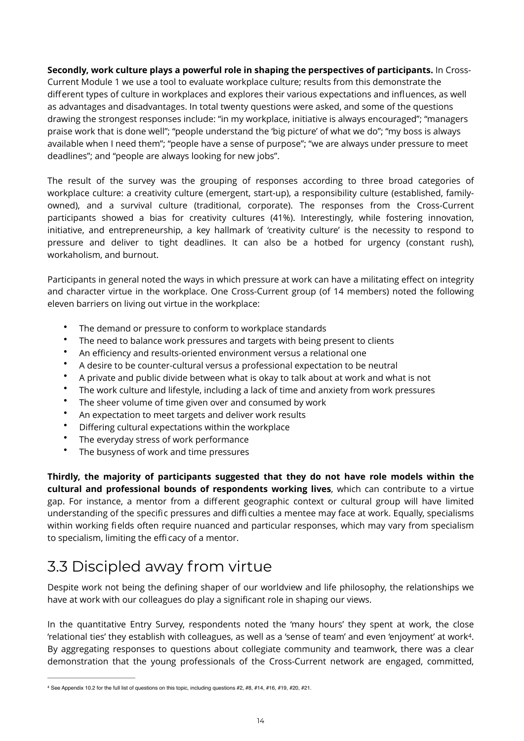**Secondly, work culture plays a powerful role in shaping the perspectives of participants.** In Cross-Current Module 1 we use a tool to evaluate workplace culture; results from this demonstrate the different types of culture in workplaces and explores their various expectations and influences, as well as advantages and disadvantages. In total twenty questions were asked, and some of the questions drawing the strongest responses include: "in my workplace, initiative is always encouraged"; "managers praise work that is done well"; "people understand the 'big picture' of what we do"; "my boss is always available when I need them"; "people have a sense of purpose"; "we are always under pressure to meet deadlines"; and "people are always looking for new jobs".

The result of the survey was the grouping of responses according to three broad categories of workplace culture: a creativity culture (emergent, start-up), a responsibility culture (established, family-owned), and a survival culture (traditional, corporate). The responses from the Cross-Current participants showed a bias for creativity cultures (41%). Interestingly, while fostering innovation, initiative, and entrepreneurship, a key hallmark of 'creativity culture' is the necessity to respond to pressure and deliver to tight deadlines. It can also be a hotbed for urgency (constant rush), workaholism, and burnout.

Participants in general noted the ways in which pressure at work can have a militating effect on integrity and character virtue in the workplace. One Cross-Current group (of 14 members) noted the following eleven barriers on living out virtue in the workplace:

- The demand or pressure to conform to workplace standards
- The need to balance work pressures and targets with being present to clients
- An efficiency and results-oriented environment versus a relational one
- A desire to be counter-cultural versus a professional expectation to be neutral
- A private and public divide between what is okay to talk about at work and what is not
- The work culture and lifestyle, including a lack of time and anxiety from work pressures
- The sheer volume of time given over and consumed by work
- An expectation to meet targets and deliver work results
- Differing cultural expectations within the workplace
- The everyday stress of work performance
- The busyness of work and time pressures

**Thirdly, the majority of participants suggested that they do not have role models within the cultural and professional bounds of respondents working lives**, which can contribute to a virtue gap. For instance, a mentor from a different geographic context or cultural group will have limited understanding of the specific pressures and difficulties a mentee may face at work. Equally, specialisms within working fields often require nuanced and particular responses, which may vary from specialism to specialism, limiting the efficacy of a mentor.

## 3.3 Discipled away from virtue

Despite work not being the defining shaper of our worldview and life philosophy, the relationships we have at work with our colleagues do play a significant role in shaping our views.

In the quantitative Entry Survey, respondents noted the 'many hours' they spent at work, the close 'relational ties' they establish with colleagues, as well as a 'sense of team' and even 'enjoyment' at work[4]. By aggregating responses to questions about collegiate community and teamwork, there was a clear demonstration that the young professionals of the Cross-Current network are engaged, committed,

---

[4] See Appendix 10.2 for the full list of questions on this topic, including questions #2, #8, #14, #16, #19, #20, #21.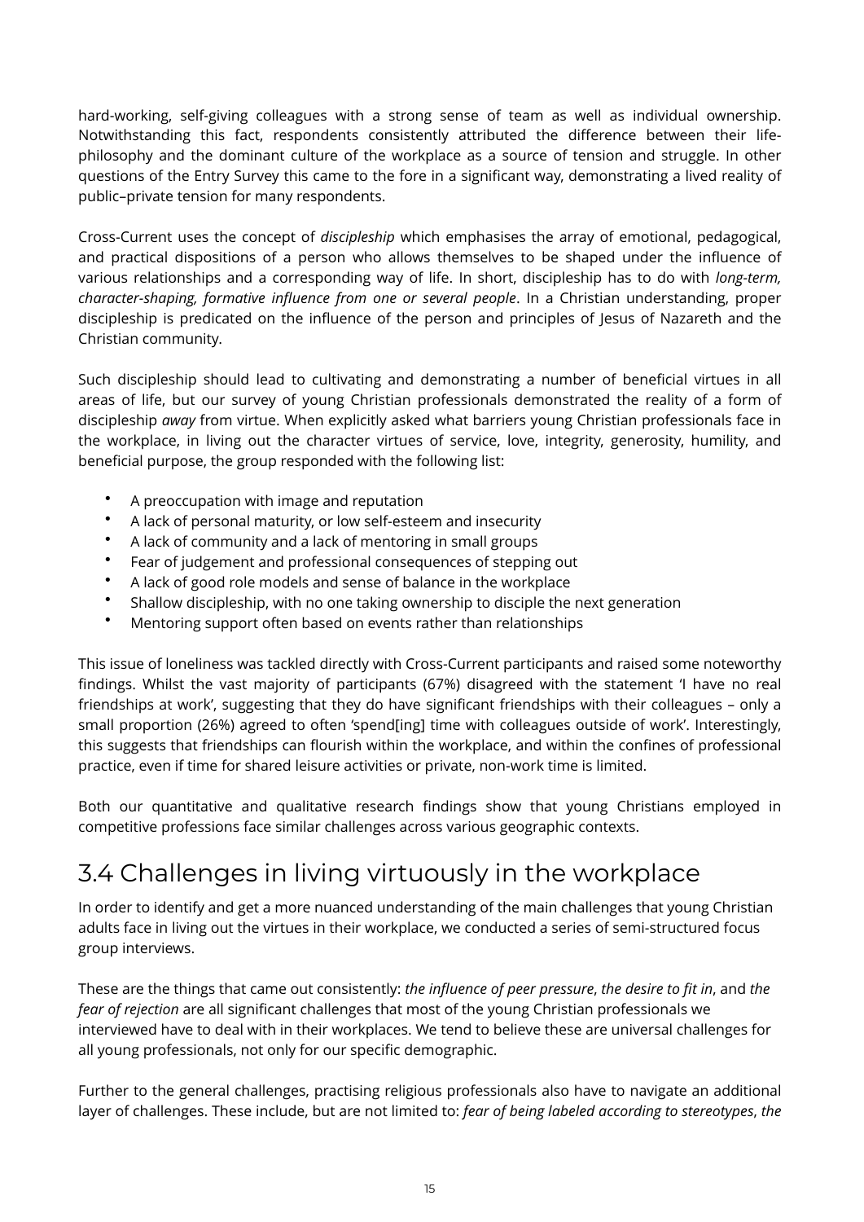hard-working, self-giving colleagues with a strong sense of team as well as individual ownership. Notwithstanding this fact, respondents consistently attributed the difference between their life-philosophy and the dominant culture of the workplace as a source of tension and struggle. In other questions of the Entry Survey this came to the fore in a significant way, demonstrating a lived reality of public–private tension for many respondents.

Cross-Current uses the concept of *discipleship* which emphasises the array of emotional, pedagogical, and practical dispositions of a person who allows themselves to be shaped under the influence of various relationships and a corresponding way of life. In short, discipleship has to do with *long-term, character-shaping, formative influence from one or several people*. In a Christian understanding, proper discipleship is predicated on the influence of the person and principles of Jesus of Nazareth and the Christian community.

Such discipleship should lead to cultivating and demonstrating a number of beneficial virtues in all areas of life, but our survey of young Christian professionals demonstrated the reality of a form of discipleship *away* from virtue. When explicitly asked what barriers young Christian professionals face in the workplace, in living out the character virtues of service, love, integrity, generosity, humility, and beneficial purpose, the group responded with the following list:

- A preoccupation with image and reputation
- A lack of personal maturity, or low self-esteem and insecurity
- A lack of community and a lack of mentoring in small groups
- Fear of judgement and professional consequences of stepping out
- A lack of good role models and sense of balance in the workplace
- Shallow discipleship, with no one taking ownership to disciple the next generation
- Mentoring support often based on events rather than relationships

This issue of loneliness was tackled directly with Cross-Current participants and raised some noteworthy findings. Whilst the vast majority of participants (67%) disagreed with the statement 'I have no real friendships at work', suggesting that they do have significant friendships with their colleagues – only a small proportion (26%) agreed to often 'spend[ing] time with colleagues outside of work'. Interestingly, this suggests that friendships can flourish within the workplace, and within the confines of professional practice, even if time for shared leisure activities or private, non-work time is limited.

Both our quantitative and qualitative research findings show that young Christians employed in competitive professions face similar challenges across various geographic contexts.

## 3.4 Challenges in living virtuously in the workplace

In order to identify and get a more nuanced understanding of the main challenges that young Christian adults face in living out the virtues in their workplace, we conducted a series of semi-structured focus group interviews.

These are the things that came out consistently: *the influence of peer pressure*, *the desire to fit in*, and *the fear of rejection* are all significant challenges that most of the young Christian professionals we interviewed have to deal with in their workplaces. We tend to believe these are universal challenges for all young professionals, not only for our specific demographic.

Further to the general challenges, practising religious professionals also have to navigate an additional layer of challenges. These include, but are not limited to: *fear of being labeled according to stereotypes*, *the*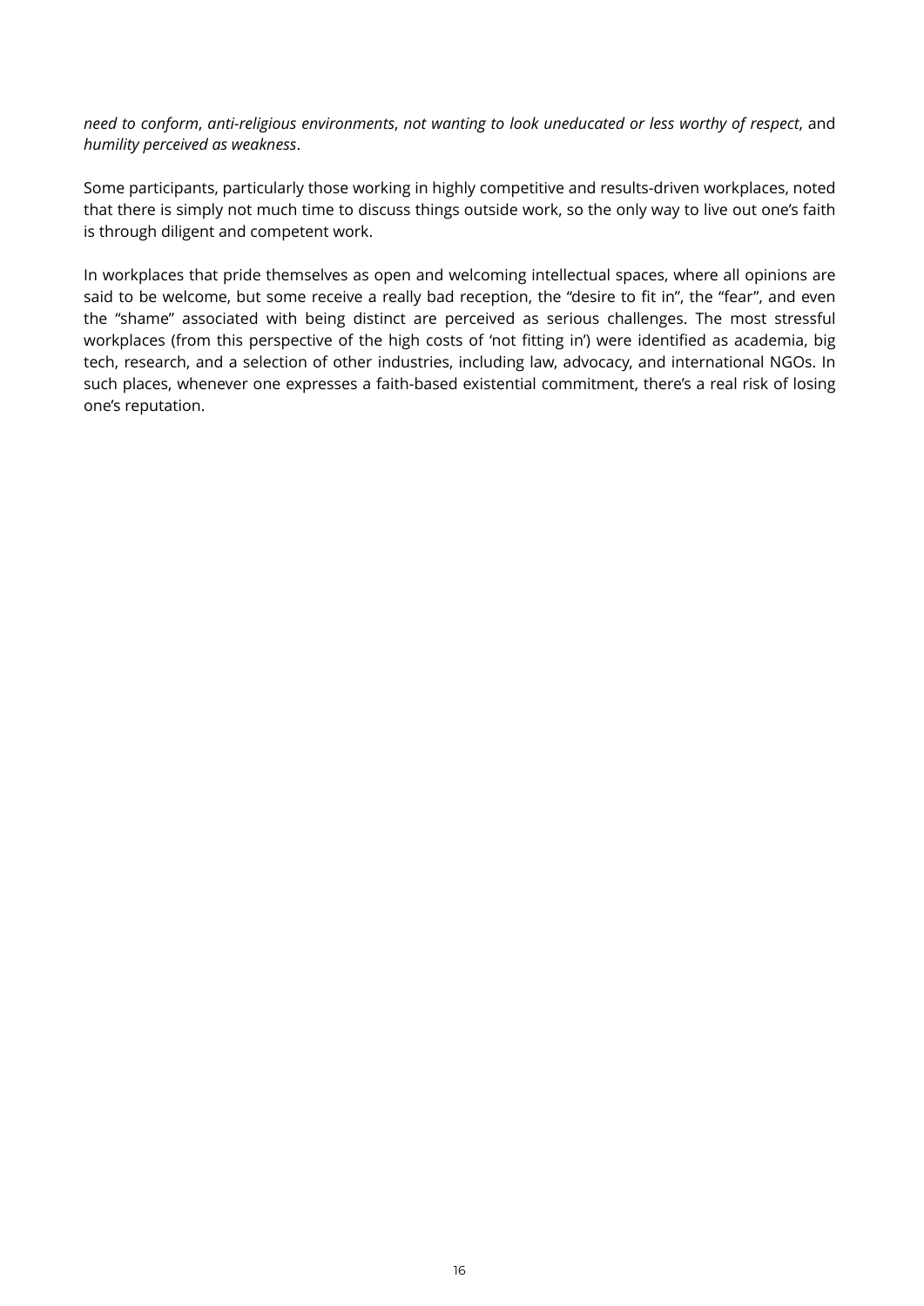*need to conform*, *anti-religious environments*, *not wanting to look uneducated or less worthy of respect*, and *humility perceived as weakness*.

Some participants, particularly those working in highly competitive and results-driven workplaces, noted that there is simply not much time to discuss things outside work, so the only way to live out one's faith is through diligent and competent work.

In workplaces that pride themselves as open and welcoming intellectual spaces, where all opinions are said to be welcome, but some receive a really bad reception, the "desire to fit in", the "fear", and even the "shame" associated with being distinct are perceived as serious challenges. The most stressful workplaces (from this perspective of the high costs of 'not fitting in') were identified as academia, big tech, research, and a selection of other industries, including law, advocacy, and international NGOs. In such places, whenever one expresses a faith-based existential commitment, there's a real risk of losing one's reputation.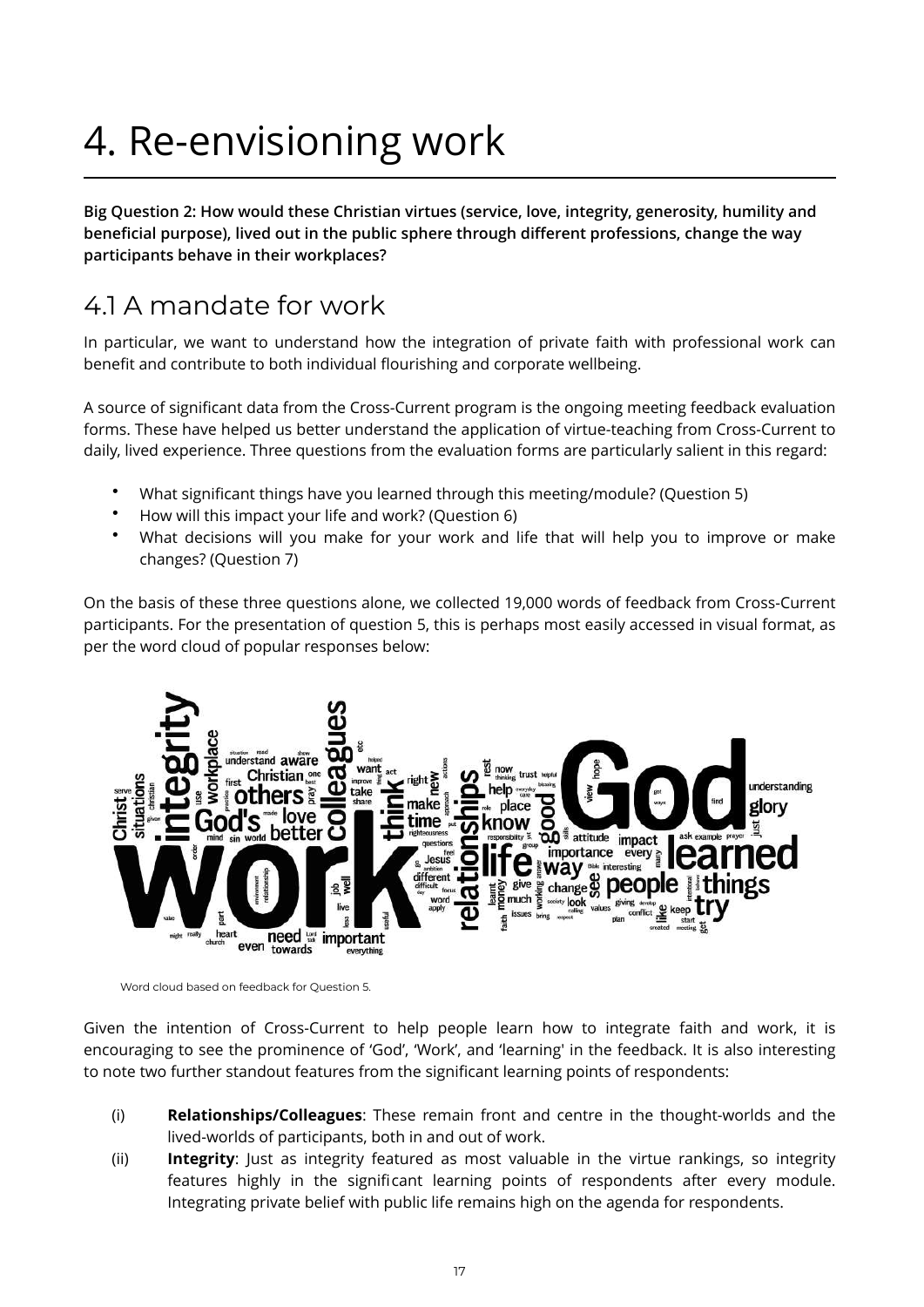# 4. Re-envisioning work

**Big Question 2: How would these Christian virtues (service, love, integrity, generosity, humility and beneficial purpose), lived out in the public sphere through different professions, change the way participants behave in their workplaces?**

## 4.1 A mandate for work

In particular, we want to understand how the integration of private faith with professional work can benefit and contribute to both individual flourishing and corporate wellbeing.

A source of significant data from the Cross-Current program is the ongoing meeting feedback evaluation forms. These have helped us better understand the application of virtue-teaching from Cross-Current to daily, lived experience. Three questions from the evaluation forms are particularly salient in this regard:

- What significant things have you learned through this meeting/module? (Question 5)
- How will this impact your life and work? (Question 6)
- What decisions will you make for your work and life that will help you to improve or make changes? (Question 7)

On the basis of these three questions alone, we collected 19,000 words of feedback from Cross-Current participants. For the presentation of question 5, this is perhaps most easily accessed in visual format, as per the word cloud of popular responses below:

Word cloud based on feedback for Question 5.

Given the intention of Cross-Current to help people learn how to integrate faith and work, it is encouraging to see the prominence of 'God', 'Work', and 'learning' in the feedback. It is also interesting to note two further standout features from the significant learning points of respondents:

(i) **Relationships/Colleagues**: These remain front and centre in the thought-worlds and the lived-worlds of participants, both in and out of work.

(ii) **Integrity**: Just as integrity featured as most valuable in the virtue rankings, so integrity features highly in the significant learning points of respondents after every module. Integrating private belief with public life remains high on the agenda for respondents.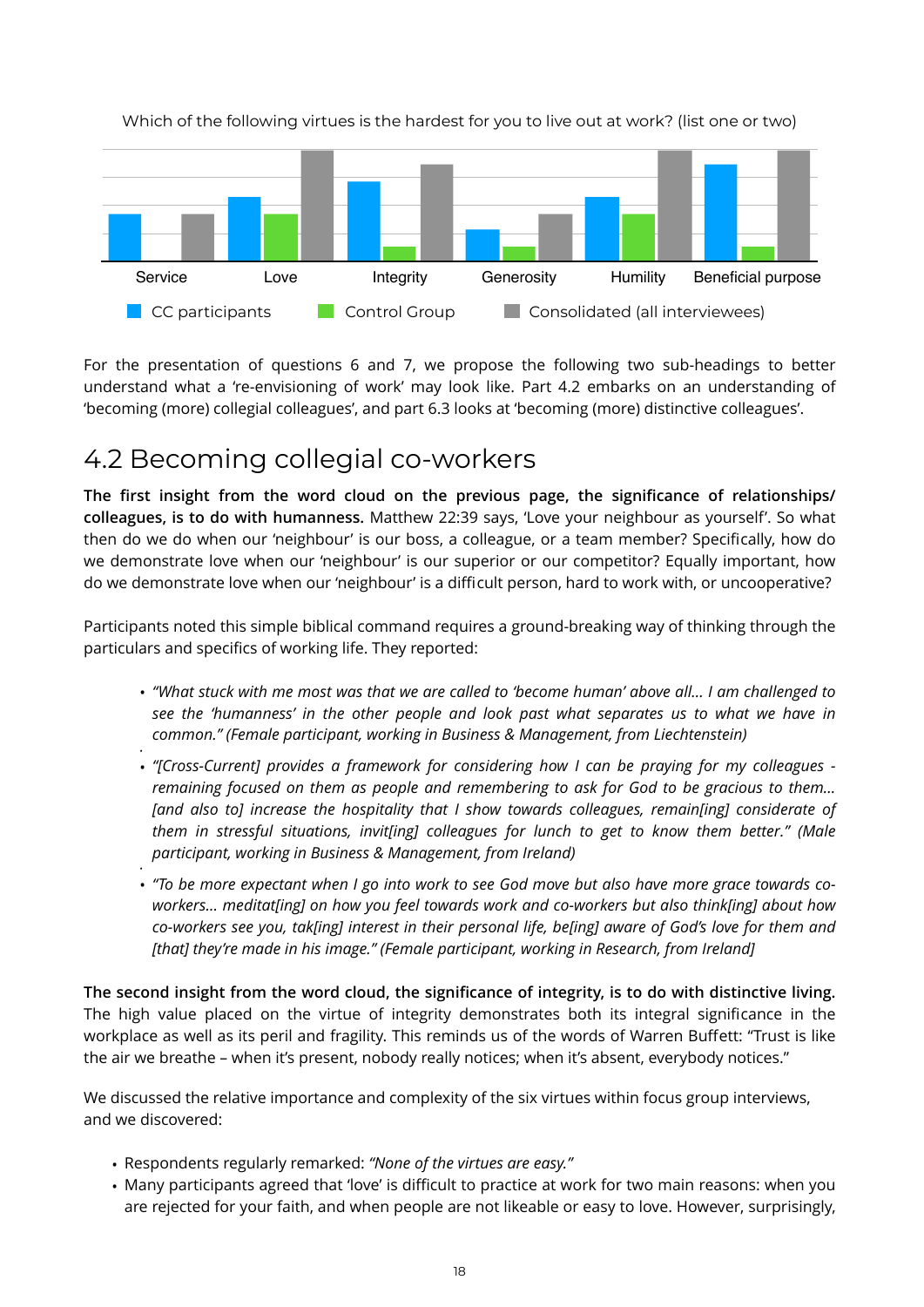Which of the following virtues is the hardest for you to live out at work? (list one or two)

Service | Love | Integrity | Generosity | Humility | Beneficial purpose

CC participants | Control Group | Consolidated (all interviewees)

For the presentation of questions 6 and 7, we propose the following two sub-headings to better understand what a 're-envisioning of work' may look like. Part 4.2 embarks on an understanding of 'becoming (more) collegial colleagues', and part 6.3 looks at 'becoming (more) distinctive colleagues'.

## 4.2 Becoming collegial co-workers

**The first insight from the word cloud on the previous page, the significance of relationships/ colleagues, is to do with humanness.** Matthew 22:39 says, 'Love your neighbour as yourself'. So what then do we do when our 'neighbour' is our boss, a colleague, or a team member? Specifically, how do we demonstrate love when our 'neighbour' is our superior or our competitor? Equally important, how do we demonstrate love when our 'neighbour' is a difficult person, hard to work with, or uncooperative?

Participants noted this simple biblical command requires a ground-breaking way of thinking through the particulars and specifics of working life. They reported:

- *"What stuck with me most was that we are called to 'become human' above all... I am challenged to see the 'humanness' in the other people and look past what separates us to what we have in common." (Female participant, working in Business & Management, from Liechtenstein)*
- *"[Cross-Current] provides a framework for considering how I can be praying for my colleagues - remaining focused on them as people and remembering to ask for God to be gracious to them... [and also to] increase the hospitality that I show towards colleagues, remain[ing] considerate of them in stressful situations, invit[ing] colleagues for lunch to get to know them better." (Male participant, working in Business & Management, from Ireland)*
- *"To be more expectant when I go into work to see God move but also have more grace towards co-workers... meditat[ing] on how you feel towards work and co-workers but also think[ing] about how co-workers see you, tak[ing] interest in their personal life, be[ing] aware of God's love for them and [that] they're made in his image." (Female participant, working in Research, from Ireland]*

**The second insight from the word cloud, the significance of integrity, is to do with distinctive living.** The high value placed on the virtue of integrity demonstrates both its integral significance in the workplace as well as its peril and fragility. This reminds us of the words of Warren Buffett: "Trust is like the air we breathe – when it's present, nobody really notices; when it's absent, everybody notices."

We discussed the relative importance and complexity of the six virtues within focus group interviews, and we discovered:

- Respondents regularly remarked: *"None of the virtues are easy."*
- Many participants agreed that 'love' is difficult to practice at work for two main reasons: when you are rejected for your faith, and when people are not likeable or easy to love. However, surprisingly,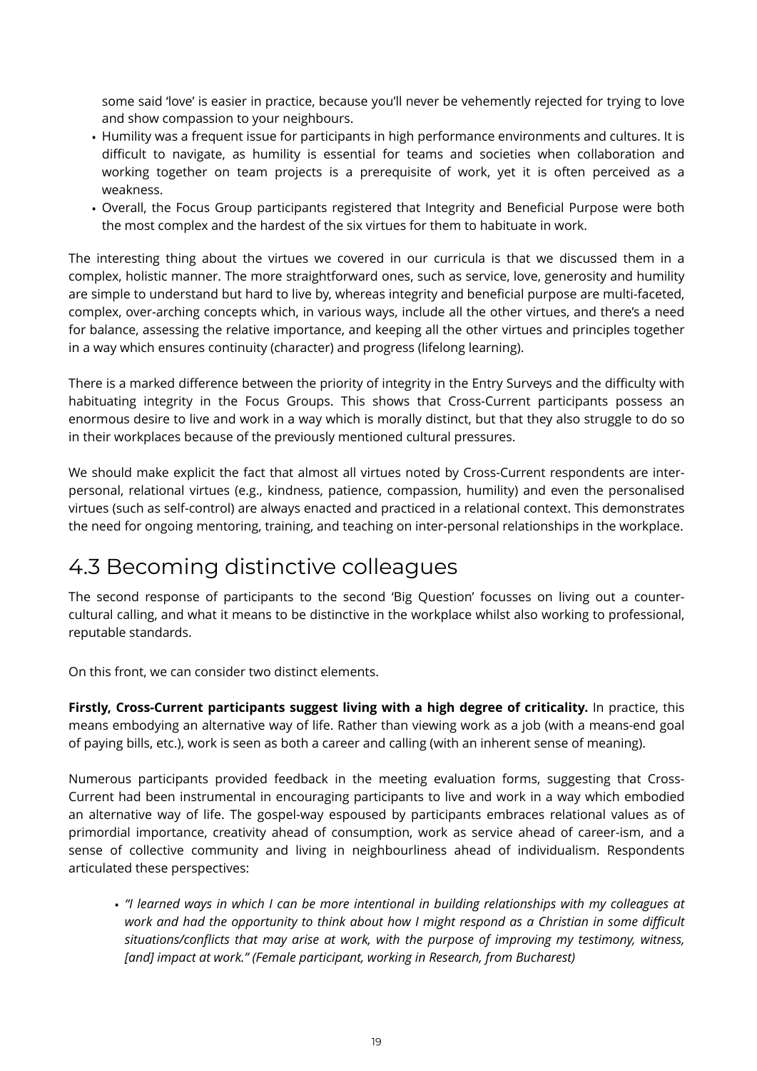some said 'love' is easier in practice, because you'll never be vehemently rejected for trying to love and show compassion to your neighbours.

- Humility was a frequent issue for participants in high performance environments and cultures. It is difficult to navigate, as humility is essential for teams and societies when collaboration and working together on team projects is a prerequisite of work, yet it is often perceived as a weakness.
- Overall, the Focus Group participants registered that Integrity and Beneficial Purpose were both the most complex and the hardest of the six virtues for them to habituate in work.

The interesting thing about the virtues we covered in our curricula is that we discussed them in a complex, holistic manner. The more straightforward ones, such as service, love, generosity and humility are simple to understand but hard to live by, whereas integrity and beneficial purpose are multi-faceted, complex, over-arching concepts which, in various ways, include all the other virtues, and there's a need for balance, assessing the relative importance, and keeping all the other virtues and principles together in a way which ensures continuity (character) and progress (lifelong learning).

There is a marked difference between the priority of integrity in the Entry Surveys and the difficulty with habituating integrity in the Focus Groups. This shows that Cross-Current participants possess an enormous desire to live and work in a way which is morally distinct, but that they also struggle to do so in their workplaces because of the previously mentioned cultural pressures.

We should make explicit the fact that almost all virtues noted by Cross-Current respondents are inter-personal, relational virtues (e.g., kindness, patience, compassion, humility) and even the personalised virtues (such as self-control) are always enacted and practiced in a relational context. This demonstrates the need for ongoing mentoring, training, and teaching on inter-personal relationships in the workplace.

## 4.3 Becoming distinctive colleagues

The second response of participants to the second 'Big Question' focusses on living out a counter-cultural calling, and what it means to be distinctive in the workplace whilst also working to professional, reputable standards.

On this front, we can consider two distinct elements.

**Firstly, Cross-Current participants suggest living with a high degree of criticality.** In practice, this means embodying an alternative way of life. Rather than viewing work as a job (with a means-end goal of paying bills, etc.), work is seen as both a career and calling (with an inherent sense of meaning).

Numerous participants provided feedback in the meeting evaluation forms, suggesting that Cross-Current had been instrumental in encouraging participants to live and work in a way which embodied an alternative way of life. The gospel-way espoused by participants embraces relational values as of primordial importance, creativity ahead of consumption, work as service ahead of career-ism, and a sense of collective community and living in neighbourliness ahead of individualism. Respondents articulated these perspectives:

- *"I learned ways in which I can be more intentional in building relationships with my colleagues at work and had the opportunity to think about how I might respond as a Christian in some difficult situations/conflicts that may arise at work, with the purpose of improving my testimony, witness, [and] impact at work." (Female participant, working in Research, from Bucharest)*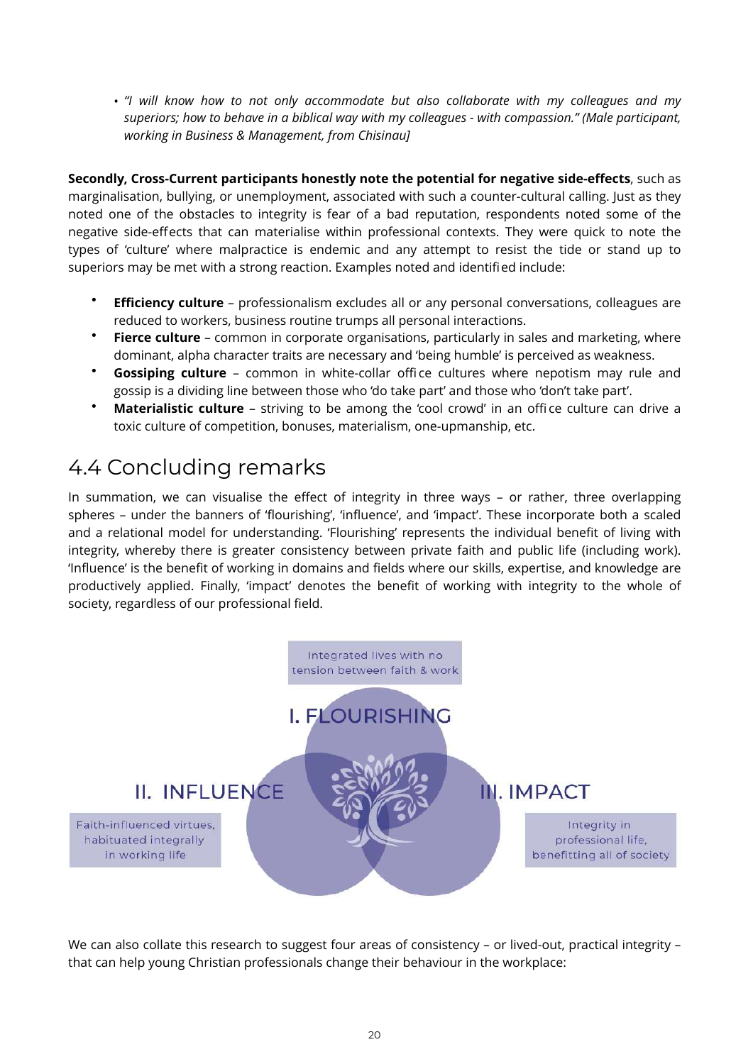- *"I will know how to not only accommodate but also collaborate with my colleagues and my superiors; how to behave in a biblical way with my colleagues - with compassion." (Male participant, working in Business & Management, from Chisinau]*

**Secondly, Cross-Current participants honestly note the potential for negative side-effects**, such as marginalisation, bullying, or unemployment, associated with such a counter-cultural calling. Just as they noted one of the obstacles to integrity is fear of a bad reputation, respondents noted some of the negative side-effects that can materialise within professional contexts. They were quick to note the types of 'culture' where malpractice is endemic and any attempt to resist the tide or stand up to superiors may be met with a strong reaction. Examples noted and identified include:

- **Efficiency culture** – professionalism excludes all or any personal conversations, colleagues are reduced to workers, business routine trumps all personal interactions.
- **Fierce culture** – common in corporate organisations, particularly in sales and marketing, where dominant, alpha character traits are necessary and 'being humble' is perceived as weakness.
- **Gossiping culture** – common in white-collar office cultures where nepotism may rule and gossip is a dividing line between those who 'do take part' and those who 'don't take part'.
- **Materialistic culture** – striving to be among the 'cool crowd' in an office culture can drive a toxic culture of competition, bonuses, materialism, one-upmanship, etc.

## 4.4 Concluding remarks

In summation, we can visualise the effect of integrity in three ways – or rather, three overlapping spheres – under the banners of 'flourishing', 'influence', and 'impact'. These incorporate both a scaled and a relational model for understanding. 'Flourishing' represents the individual benefit of living with integrity, whereby there is greater consistency between private faith and public life (including work). 'Influence' is the benefit of working in domains and fields where our skills, expertise, and knowledge are productively applied. Finally, 'impact' denotes the benefit of working with integrity to the whole of society, regardless of our professional field.

Integrated lives with no tension between faith & work

I. FLOURISHING

II. INFLUENCE

Faith-influenced virtues, habituated integrally in working life

III. IMPACT

Integrity in professional life, benefitting all of society

We can also collate this research to suggest four areas of consistency – or lived-out, practical integrity – that can help young Christian professionals change their behaviour in the workplace: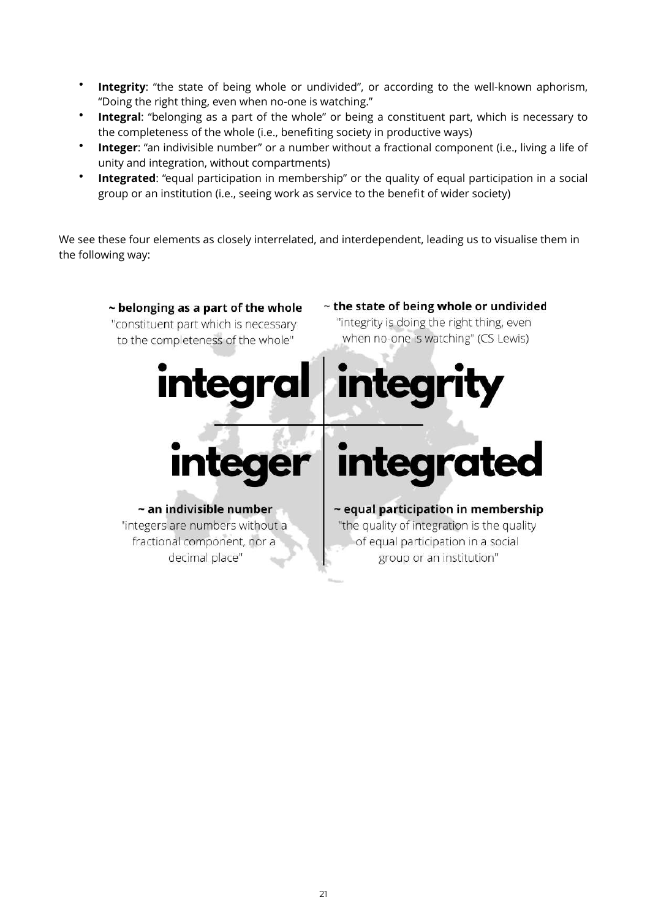- **Integrity**: "the state of being whole or undivided", or according to the well-known aphorism, "Doing the right thing, even when no-one is watching."
- **Integral**: "belonging as a part of the whole" or being a constituent part, which is necessary to the completeness of the whole (i.e., benefiting society in productive ways)
- **Integer**: "an indivisible number" or a number without a fractional component (i.e., living a life of unity and integration, without compartments)
- **Integrated**: "equal participation in membership" or the quality of equal participation in a social group or an institution (i.e., seeing work as service to the benefit of wider society)

We see these four elements as closely interrelated, and interdependent, leading us to visualise them in the following way:

| **~ belonging as a part of the whole**<br>"constituent part which is necessary to the completeness of the whole"<br>**integral** | **~ the state of being whole or undivided**<br>"integrity is doing the right thing, even when no-one is watching" (CS Lewis)<br>**integrity** |
|---|---|
| **integer**<br>**~ an indivisible number**<br>"integers are numbers without a fractional component, nor a decimal place" | **integrated**<br>**~ equal participation in membership**<br>"the quality of integration is the quality of equal participation in a social group or an institution" |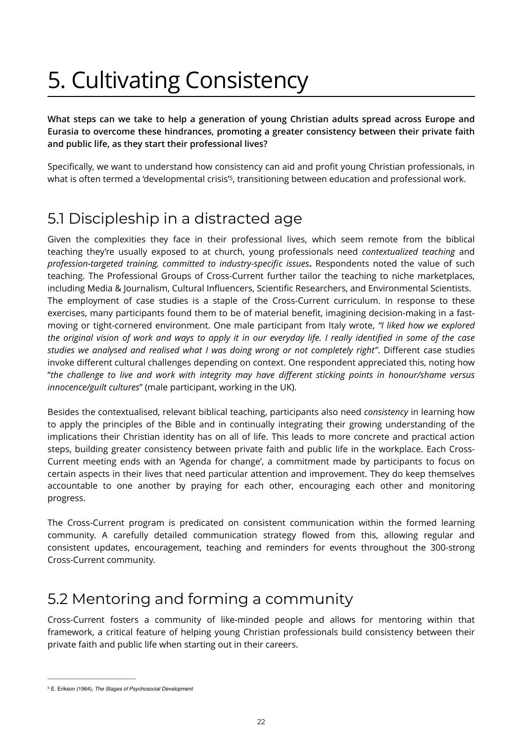# 5. Cultivating Consistency

**What steps can we take to help a generation of young Christian adults spread across Europe and Eurasia to overcome these hindrances, promoting a greater consistency between their private faith and public life, as they start their professional lives?**

Specifically, we want to understand how consistency can aid and profit young Christian professionals, in what is often termed a 'developmental crisis'[5], transitioning between education and professional work.

## 5.1 Discipleship in a distracted age

Given the complexities they face in their professional lives, which seem remote from the biblical teaching they're usually exposed to at church, young professionals need *contextualized teaching* and *profession-targeted training, committed to industry-specific issues*. Respondents noted the value of such teaching. The Professional Groups of Cross-Current further tailor the teaching to niche marketplaces, including Media & Journalism, Cultural Influencers, Scientific Researchers, and Environmental Scientists.
The employment of case studies is a staple of the Cross-Current curriculum. In response to these exercises, many participants found them to be of material benefit, imagining decision-making in a fast-moving or tight-cornered environment. One male participant from Italy wrote, *"I liked how we explored the original vision of work and ways to apply it in our everyday life. I really identified in some of the case studies we analysed and realised what I was doing wrong or not completely right"*. Different case studies invoke different cultural challenges depending on context. One respondent appreciated this, noting how "*the challenge to live and work with integrity may have different sticking points in honour/shame versus innocence/guilt cultures*" (male participant, working in the UK).

Besides the contextualised, relevant biblical teaching, participants also need *consistency* in learning how to apply the principles of the Bible and in continually integrating their growing understanding of the implications their Christian identity has on all of life. This leads to more concrete and practical action steps, building greater consistency between private faith and public life in the workplace. Each Cross-Current meeting ends with an 'Agenda for change', a commitment made by participants to focus on certain aspects in their lives that need particular attention and improvement. They do keep themselves accountable to one another by praying for each other, encouraging each other and monitoring progress.

The Cross-Current program is predicated on consistent communication within the formed learning community. A carefully detailed communication strategy flowed from this, allowing regular and consistent updates, encouragement, teaching and reminders for events throughout the 300-strong Cross-Current community.

## 5.2 Mentoring and forming a community

Cross-Current fosters a community of like-minded people and allows for mentoring within that framework, a critical feature of helping young Christian professionals build consistency between their private faith and public life when starting out in their careers.

---

[5] E. Erikson (1964), *The Stages of Psychosocial Development*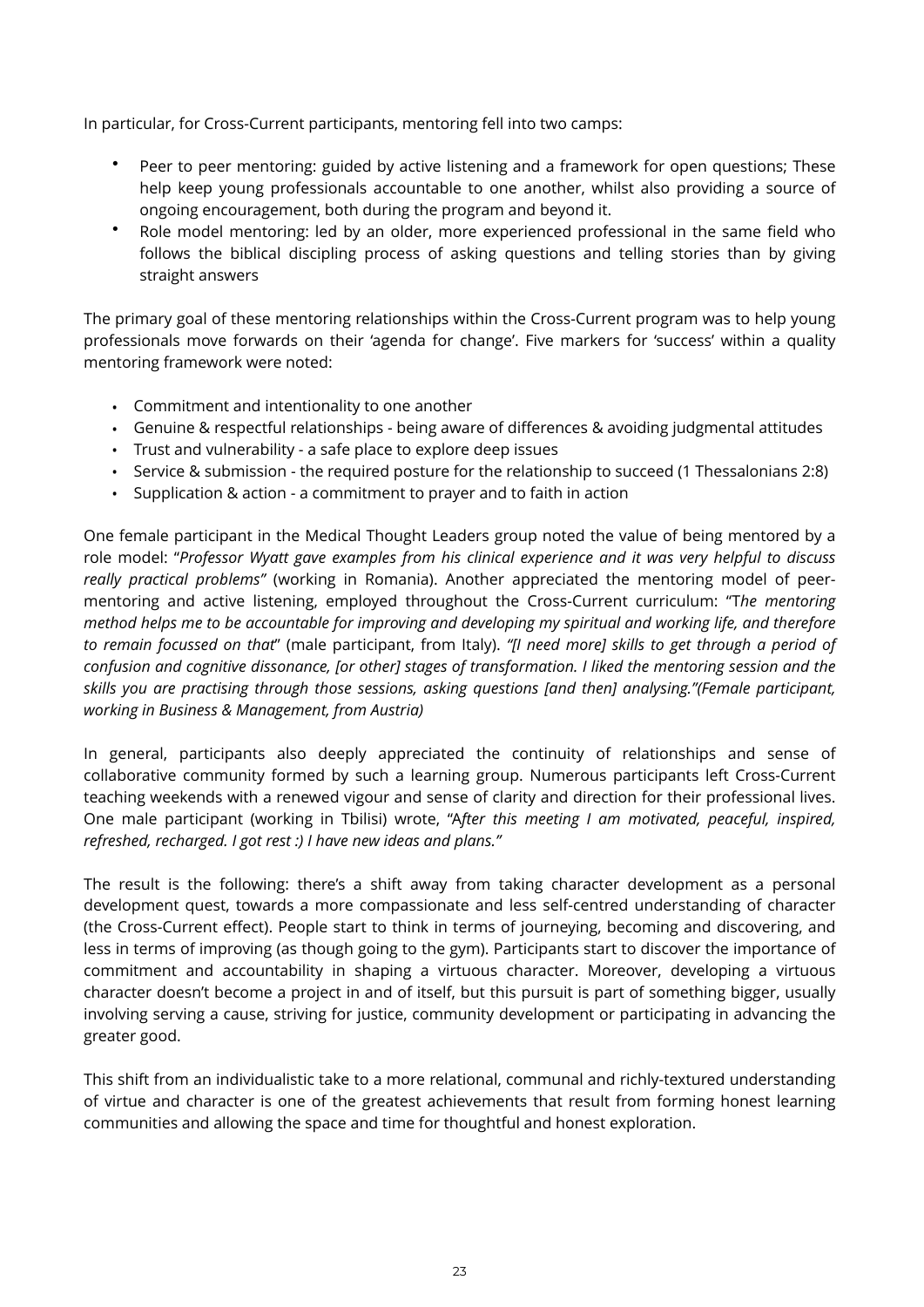In particular, for Cross-Current participants, mentoring fell into two camps:

- Peer to peer mentoring: guided by active listening and a framework for open questions; These help keep young professionals accountable to one another, whilst also providing a source of ongoing encouragement, both during the program and beyond it.
- Role model mentoring: led by an older, more experienced professional in the same field who follows the biblical discipling process of asking questions and telling stories than by giving straight answers

The primary goal of these mentoring relationships within the Cross-Current program was to help young professionals move forwards on their 'agenda for change'. Five markers for 'success' within a quality mentoring framework were noted:

- Commitment and intentionality to one another
- Genuine & respectful relationships - being aware of differences & avoiding judgmental attitudes
- Trust and vulnerability - a safe place to explore deep issues
- Service & submission - the required posture for the relationship to succeed (1 Thessalonians 2:8)
- Supplication & action - a commitment to prayer and to faith in action

One female participant in the Medical Thought Leaders group noted the value of being mentored by a role model: "*Professor Wyatt gave examples from his clinical experience and it was very helpful to discuss really practical problems"* (working in Romania). Another appreciated the mentoring model of peer-mentoring and active listening, employed throughout the Cross-Current curriculum: "T*he mentoring method helps me to be accountable for improving and developing my spiritual and working life, and therefore to remain focussed on that*" (male participant, from Italy). *"[I need more] skills to get through a period of confusion and cognitive dissonance, [or other] stages of transformation. I liked the mentoring session and the skills you are practising through those sessions, asking questions [and then] analysing."(Female participant, working in Business & Management, from Austria)*

In general, participants also deeply appreciated the continuity of relationships and sense of collaborative community formed by such a learning group. Numerous participants left Cross-Current teaching weekends with a renewed vigour and sense of clarity and direction for their professional lives. One male participant (working in Tbilisi) wrote, "A*fter this meeting I am motivated, peaceful, inspired, refreshed, recharged. I got rest :) I have new ideas and plans."*

The result is the following: there's a shift away from taking character development as a personal development quest, towards a more compassionate and less self-centred understanding of character (the Cross-Current effect). People start to think in terms of journeying, becoming and discovering, and less in terms of improving (as though going to the gym). Participants start to discover the importance of commitment and accountability in shaping a virtuous character. Moreover, developing a virtuous character doesn't become a project in and of itself, but this pursuit is part of something bigger, usually involving serving a cause, striving for justice, community development or participating in advancing the greater good.

This shift from an individualistic take to a more relational, communal and richly-textured understanding of virtue and character is one of the greatest achievements that result from forming honest learning communities and allowing the space and time for thoughtful and honest exploration.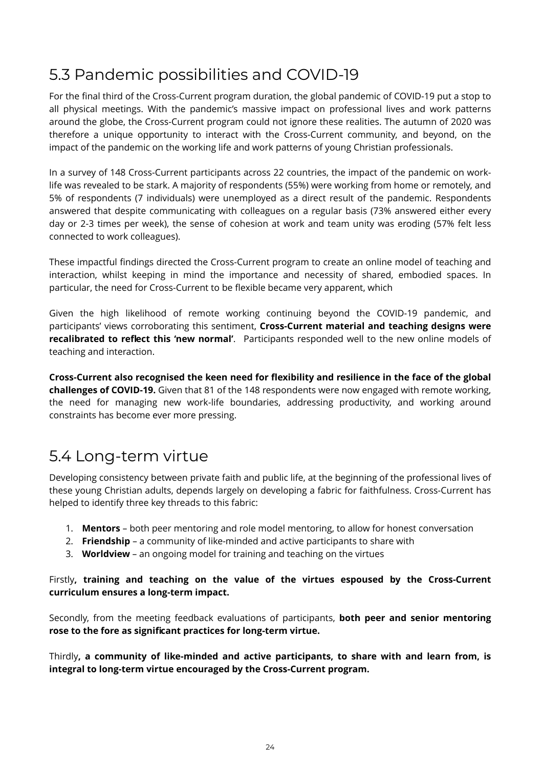## 5.3 Pandemic possibilities and COVID-19

For the final third of the Cross-Current program duration, the global pandemic of COVID-19 put a stop to all physical meetings. With the pandemic's massive impact on professional lives and work patterns around the globe, the Cross-Current program could not ignore these realities. The autumn of 2020 was therefore a unique opportunity to interact with the Cross-Current community, and beyond, on the impact of the pandemic on the working life and work patterns of young Christian professionals.

In a survey of 148 Cross-Current participants across 22 countries, the impact of the pandemic on work-life was revealed to be stark. A majority of respondents (55%) were working from home or remotely, and 5% of respondents (7 individuals) were unemployed as a direct result of the pandemic. Respondents answered that despite communicating with colleagues on a regular basis (73% answered either every day or 2-3 times per week), the sense of cohesion at work and team unity was eroding (57% felt less connected to work colleagues).

These impactful findings directed the Cross-Current program to create an online model of teaching and interaction, whilst keeping in mind the importance and necessity of shared, embodied spaces. In particular, the need for Cross-Current to be flexible became very apparent, which

Given the high likelihood of remote working continuing beyond the COVID-19 pandemic, and participants' views corroborating this sentiment, **Cross-Current material and teaching designs were recalibrated to reflect this 'new normal'**. Participants responded well to the new online models of teaching and interaction.

**Cross-Current also recognised the keen need for flexibility and resilience in the face of the global challenges of COVID-19.** Given that 81 of the 148 respondents were now engaged with remote working, the need for managing new work-life boundaries, addressing productivity, and working around constraints has become ever more pressing.

## 5.4 Long-term virtue

Developing consistency between private faith and public life, at the beginning of the professional lives of these young Christian adults, depends largely on developing a fabric for faithfulness. Cross-Current has helped to identify three key threads to this fabric:

1. **Mentors** – both peer mentoring and role model mentoring, to allow for honest conversation
2. **Friendship** – a community of like-minded and active participants to share with
3. **Worldview** – an ongoing model for training and teaching on the virtues

Firstly**, training and teaching on the value of the virtues espoused by the Cross-Current curriculum ensures a long-term impact.**

Secondly, from the meeting feedback evaluations of participants, **both peer and senior mentoring rose to the fore as significant practices for long-term virtue.**

Thirdly**, a community of like-minded and active participants, to share with and learn from, is integral to long-term virtue encouraged by the Cross-Current program.**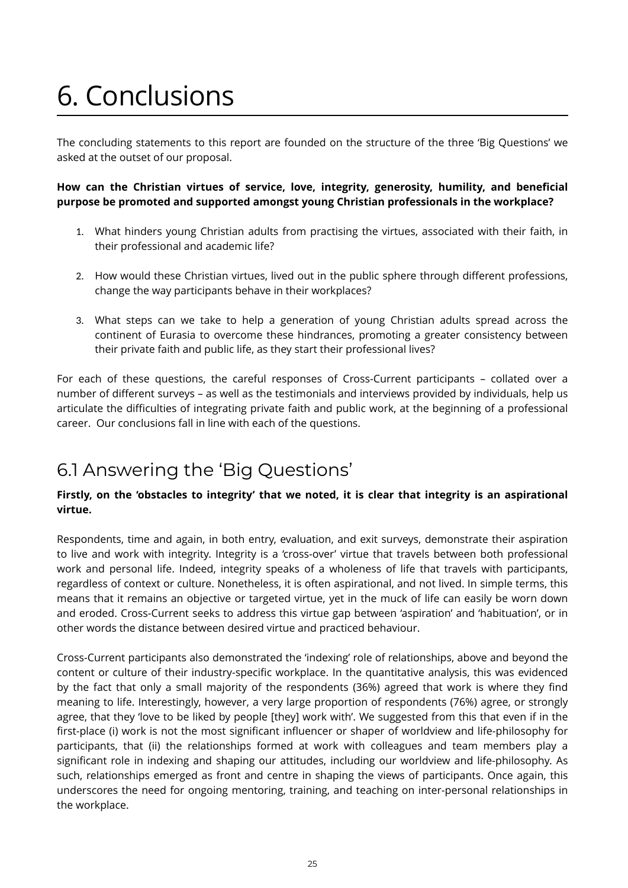# 6. Conclusions

The concluding statements to this report are founded on the structure of the three 'Big Questions' we asked at the outset of our proposal.

**How can the Christian virtues of service, love, integrity, generosity, humility, and beneficial purpose be promoted and supported amongst young Christian professionals in the workplace?**

1. What hinders young Christian adults from practising the virtues, associated with their faith, in their professional and academic life?

2. How would these Christian virtues, lived out in the public sphere through different professions, change the way participants behave in their workplaces?

3. What steps can we take to help a generation of young Christian adults spread across the continent of Eurasia to overcome these hindrances, promoting a greater consistency between their private faith and public life, as they start their professional lives?

For each of these questions, the careful responses of Cross-Current participants – collated over a number of different surveys – as well as the testimonials and interviews provided by individuals, help us articulate the difficulties of integrating private faith and public work, at the beginning of a professional career. Our conclusions fall in line with each of the questions.

## 6.1 Answering the 'Big Questions'

**Firstly, on the 'obstacles to integrity' that we noted, it is clear that integrity is an aspirational virtue.**

Respondents, time and again, in both entry, evaluation, and exit surveys, demonstrate their aspiration to live and work with integrity. Integrity is a 'cross-over' virtue that travels between both professional work and personal life. Indeed, integrity speaks of a wholeness of life that travels with participants, regardless of context or culture. Nonetheless, it is often aspirational, and not lived. In simple terms, this means that it remains an objective or targeted virtue, yet in the muck of life can easily be worn down and eroded. Cross-Current seeks to address this virtue gap between 'aspiration' and 'habituation', or in other words the distance between desired virtue and practiced behaviour.

Cross-Current participants also demonstrated the 'indexing' role of relationships, above and beyond the content or culture of their industry-specific workplace. In the quantitative analysis, this was evidenced by the fact that only a small majority of the respondents (36%) agreed that work is where they find meaning to life. Interestingly, however, a very large proportion of respondents (76%) agree, or strongly agree, that they 'love to be liked by people [they] work with'. We suggested from this that even if in the first-place (i) work is not the most significant influencer or shaper of worldview and life-philosophy for participants, that (ii) the relationships formed at work with colleagues and team members play a significant role in indexing and shaping our attitudes, including our worldview and life-philosophy. As such, relationships emerged as front and centre in shaping the views of participants. Once again, this underscores the need for ongoing mentoring, training, and teaching on inter-personal relationships in the workplace.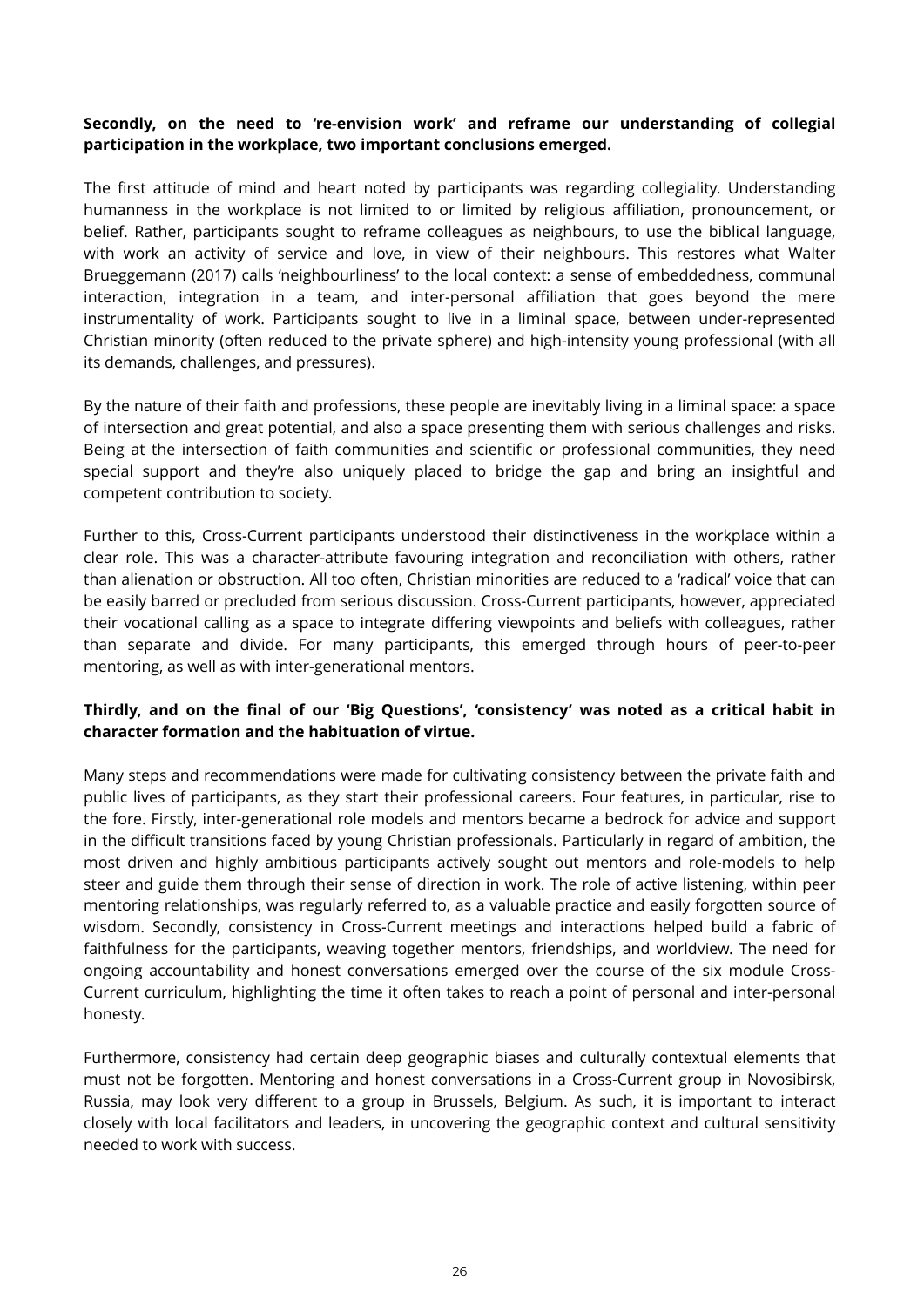**Secondly, on the need to 're-envision work' and reframe our understanding of collegial participation in the workplace, two important conclusions emerged.**

The first attitude of mind and heart noted by participants was regarding collegiality. Understanding humanness in the workplace is not limited to or limited by religious affiliation, pronouncement, or belief. Rather, participants sought to reframe colleagues as neighbours, to use the biblical language, with work an activity of service and love, in view of their neighbours. This restores what Walter Brueggemann (2017) calls 'neighbourliness' to the local context: a sense of embeddedness, communal interaction, integration in a team, and inter-personal affiliation that goes beyond the mere instrumentality of work. Participants sought to live in a liminal space, between under-represented Christian minority (often reduced to the private sphere) and high-intensity young professional (with all its demands, challenges, and pressures).

By the nature of their faith and professions, these people are inevitably living in a liminal space: a space of intersection and great potential, and also a space presenting them with serious challenges and risks. Being at the intersection of faith communities and scientific or professional communities, they need special support and they're also uniquely placed to bridge the gap and bring an insightful and competent contribution to society.

Further to this, Cross-Current participants understood their distinctiveness in the workplace within a clear role. This was a character-attribute favouring integration and reconciliation with others, rather than alienation or obstruction. All too often, Christian minorities are reduced to a 'radical' voice that can be easily barred or precluded from serious discussion. Cross-Current participants, however, appreciated their vocational calling as a space to integrate differing viewpoints and beliefs with colleagues, rather than separate and divide. For many participants, this emerged through hours of peer-to-peer mentoring, as well as with inter-generational mentors.

**Thirdly, and on the final of our 'Big Questions', 'consistency' was noted as a critical habit in character formation and the habituation of virtue.**

Many steps and recommendations were made for cultivating consistency between the private faith and public lives of participants, as they start their professional careers. Four features, in particular, rise to the fore. Firstly, inter-generational role models and mentors became a bedrock for advice and support in the difficult transitions faced by young Christian professionals. Particularly in regard of ambition, the most driven and highly ambitious participants actively sought out mentors and role-models to help steer and guide them through their sense of direction in work. The role of active listening, within peer mentoring relationships, was regularly referred to, as a valuable practice and easily forgotten source of wisdom. Secondly, consistency in Cross-Current meetings and interactions helped build a fabric of faithfulness for the participants, weaving together mentors, friendships, and worldview. The need for ongoing accountability and honest conversations emerged over the course of the six module Cross-Current curriculum, highlighting the time it often takes to reach a point of personal and inter-personal honesty.

Furthermore, consistency had certain deep geographic biases and culturally contextual elements that must not be forgotten. Mentoring and honest conversations in a Cross-Current group in Novosibirsk, Russia, may look very different to a group in Brussels, Belgium. As such, it is important to interact closely with local facilitators and leaders, in uncovering the geographic context and cultural sensitivity needed to work with success.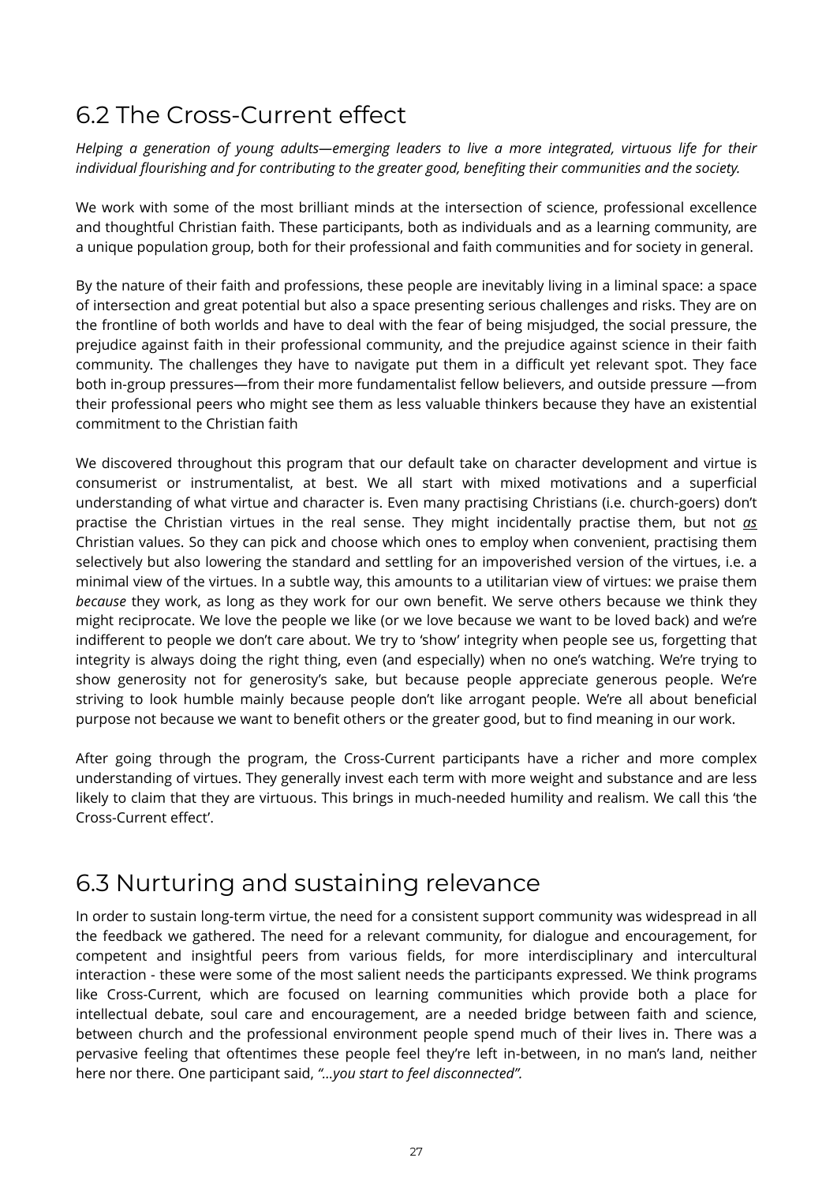## 6.2 The Cross-Current effect

*Helping a generation of young adults—emerging leaders to live a more integrated, virtuous life for their individual flourishing and for contributing to the greater good, benefiting their communities and the society.*

We work with some of the most brilliant minds at the intersection of science, professional excellence and thoughtful Christian faith. These participants, both as individuals and as a learning community, are a unique population group, both for their professional and faith communities and for society in general.

By the nature of their faith and professions, these people are inevitably living in a liminal space: a space of intersection and great potential but also a space presenting serious challenges and risks. They are on the frontline of both worlds and have to deal with the fear of being misjudged, the social pressure, the prejudice against faith in their professional community, and the prejudice against science in their faith community. The challenges they have to navigate put them in a difficult yet relevant spot. They face both in-group pressures—from their more fundamentalist fellow believers, and outside pressure —from their professional peers who might see them as less valuable thinkers because they have an existential commitment to the Christian faith

We discovered throughout this program that our default take on character development and virtue is consumerist or instrumentalist, at best. We all start with mixed motivations and a superficial understanding of what virtue and character is. Even many practising Christians (i.e. church-goers) don't practise the Christian virtues in the real sense. They might incidentally practise them, but not ***as*** Christian values. So they can pick and choose which ones to employ when convenient, practising them selectively but also lowering the standard and settling for an impoverished version of the virtues, i.e. a minimal view of the virtues. In a subtle way, this amounts to a utilitarian view of virtues: we praise them *because* they work, as long as they work for our own benefit. We serve others because we think they might reciprocate. We love the people we like (or we love because we want to be loved back) and we're indifferent to people we don't care about. We try to 'show' integrity when people see us, forgetting that integrity is always doing the right thing, even (and especially) when no one's watching. We're trying to show generosity not for generosity's sake, but because people appreciate generous people. We're striving to look humble mainly because people don't like arrogant people. We're all about beneficial purpose not because we want to benefit others or the greater good, but to find meaning in our work.

After going through the program, the Cross-Current participants have a richer and more complex understanding of virtues. They generally invest each term with more weight and substance and are less likely to claim that they are virtuous. This brings in much-needed humility and realism. We call this 'the Cross-Current effect'.

## 6.3 Nurturing and sustaining relevance

In order to sustain long-term virtue, the need for a consistent support community was widespread in all the feedback we gathered. The need for a relevant community, for dialogue and encouragement, for competent and insightful peers from various fields, for more interdisciplinary and intercultural interaction - these were some of the most salient needs the participants expressed. We think programs like Cross-Current, which are focused on learning communities which provide both a place for intellectual debate, soul care and encouragement, are a needed bridge between faith and science, between church and the professional environment people spend much of their lives in. There was a pervasive feeling that oftentimes these people feel they're left in-between, in no man's land, neither here nor there. One participant said, *"...you start to feel disconnected".*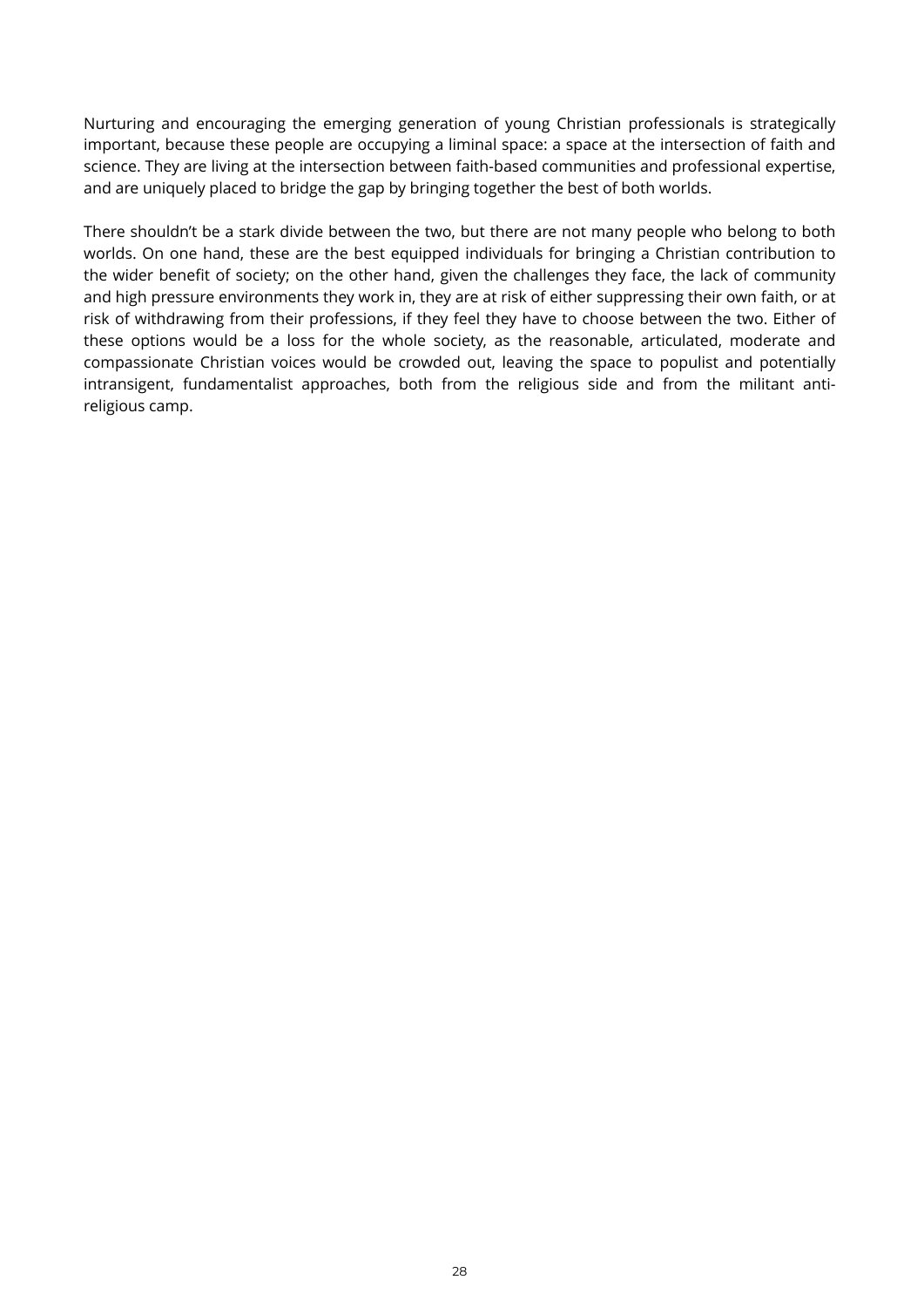Nurturing and encouraging the emerging generation of young Christian professionals is strategically important, because these people are occupying a liminal space: a space at the intersection of faith and science. They are living at the intersection between faith-based communities and professional expertise, and are uniquely placed to bridge the gap by bringing together the best of both worlds.

There shouldn't be a stark divide between the two, but there are not many people who belong to both worlds. On one hand, these are the best equipped individuals for bringing a Christian contribution to the wider benefit of society; on the other hand, given the challenges they face, the lack of community and high pressure environments they work in, they are at risk of either suppressing their own faith, or at risk of withdrawing from their professions, if they feel they have to choose between the two. Either of these options would be a loss for the whole society, as the reasonable, articulated, moderate and compassionate Christian voices would be crowded out, leaving the space to populist and potentially intransigent, fundamentalist approaches, both from the religious side and from the militant anti-religious camp.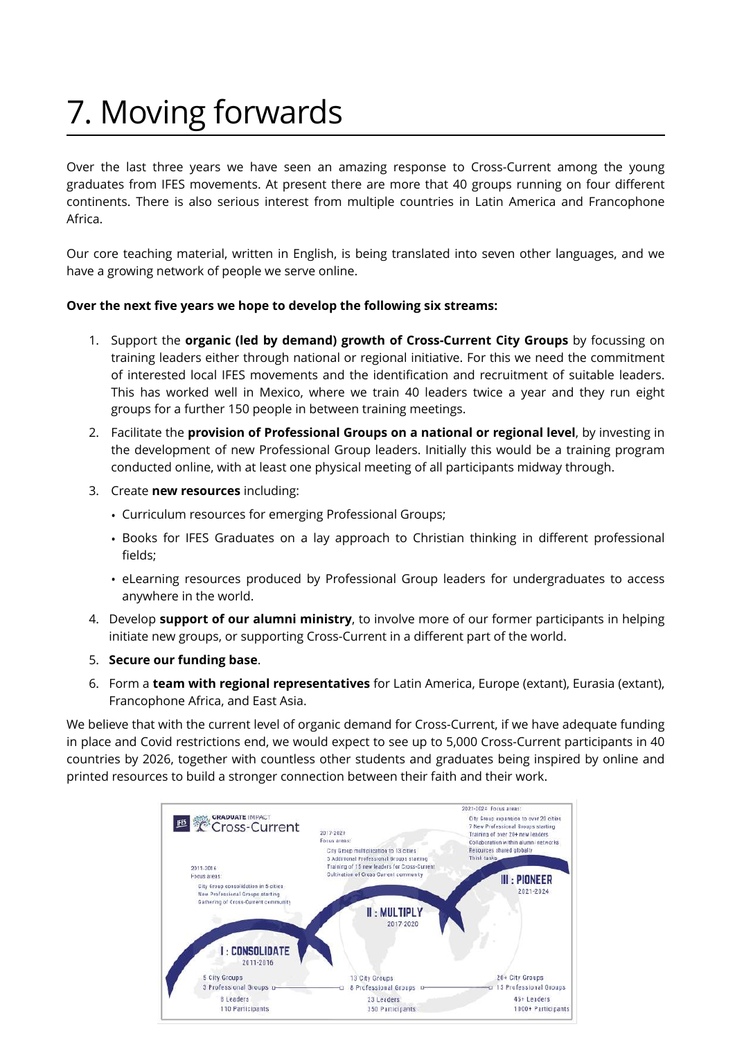# 7. Moving forwards

Over the last three years we have seen an amazing response to Cross-Current among the young graduates from IFES movements. At present there are more that 40 groups running on four different continents. There is also serious interest from multiple countries in Latin America and Francophone Africa.

Our core teaching material, written in English, is being translated into seven other languages, and we have a growing network of people we serve online.

**Over the next five years we hope to develop the following six streams:**

1. Support the **organic (led by demand) growth of Cross-Current City Groups** by focussing on training leaders either through national or regional initiative. For this we need the commitment of interested local IFES movements and the identification and recruitment of suitable leaders. This has worked well in Mexico, where we train 40 leaders twice a year and they run eight groups for a further 150 people in between training meetings.
2. Facilitate the **provision of Professional Groups on a national or regional level**, by investing in the development of new Professional Group leaders. Initially this would be a training program conducted online, with at least one physical meeting of all participants midway through.
3. Create **new resources** including:
   - Curriculum resources for emerging Professional Groups;
   - Books for IFES Graduates on a lay approach to Christian thinking in different professional fields;
   - eLearning resources produced by Professional Group leaders for undergraduates to access anywhere in the world.
4. Develop **support of our alumni ministry**, to involve more of our former participants in helping initiate new groups, or supporting Cross-Current in a different part of the world.
5. **Secure our funding base**.
6. Form a **team with regional representatives** for Latin America, Europe (extant), Eurasia (extant), Francophone Africa, and East Asia.

We believe that with the current level of organic demand for Cross-Current, if we have adequate funding in place and Covid restrictions end, we would expect to see up to 5,000 Cross-Current participants in 40 countries by 2026, together with countless other students and graduates being inspired by online and printed resources to build a stronger connection between their faith and their work.

IFES GRADUATE IMPACT Cross-Current

**I : CONSOLIDATE** 2011-2016

2011-2016 Focus areas:
City Group consolidation in 5 cities
New Professional Groups starting
Gathering of Cross-Current community

5 City Groups
3 Professional Groups
8 Leaders
110 Participants

**II : MULTIPLY** 2017-2020

2017-2020 Focus areas:
City Group multiplication to 13 cities
5 Additional Professional Groups starting
Training of 15 new leaders for Cross-Current
Cultivation of Cross-Current community

13 City Groups
8 Professional Groups
23 Leaders
350 Participants

**III : PIONEER** 2021-2024

2021-2024 Focus areas:
City Group expansion to over 20 cities
7 New Professional Groups starting
Training of over 20+ new leaders
Collaboration within alumni networks
Resources shared globally
Think tanks

20+ City Groups
13 Professional Groups
45+ Leaders
1000+ Participants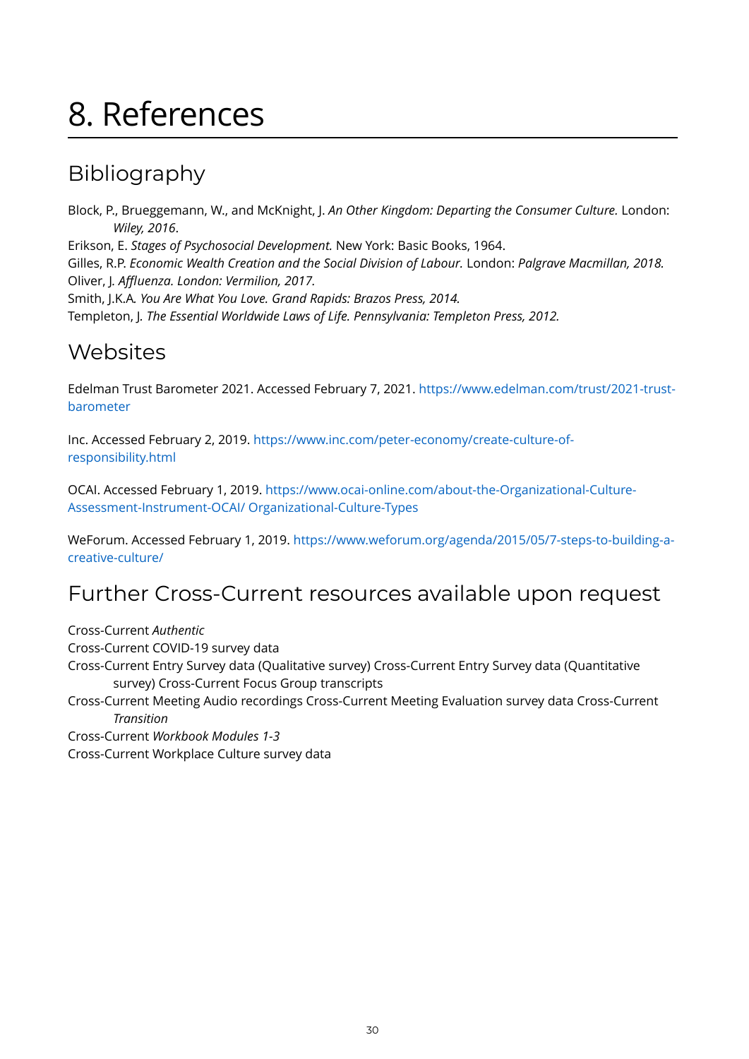// Page 30 of 30 — document 60c61833aa5a
# 8. References

## Bibliography

Block, P., Brueggemann, W., and McKnight, J. *An Other Kingdom: Departing the Consumer Culture.* London: *Wiley, 2016*.

Erikson, E. *Stages of Psychosocial Development.* New York: Basic Books, 1964.

Gilles, R.P. *Economic Wealth Creation and the Social Division of Labour.* London: *Palgrave Macmillan, 2018.*

Oliver, J. *Affluenza. London: Vermilion, 2017.*

Smith, J.K.A. *You Are What You Love. Grand Rapids: Brazos Press, 2014*.

Templeton, J. *The Essential Worldwide Laws of Life. Pennsylvania: Templeton Press, 2012.*

## Websites

Edelman Trust Barometer 2021. Accessed February 7, 2021. https://www.edelman.com/trust/2021-trust-barometer

Inc. Accessed February 2, 2019. https://www.inc.com/peter-economy/create-culture-of-responsibility.html

OCAI. Accessed February 1, 2019. https://www.ocai-online.com/about-the-Organizational-Culture-Assessment-Instrument-OCAI/ Organizational-Culture-Types

WeForum. Accessed February 1, 2019. https://www.weforum.org/agenda/2015/05/7-steps-to-building-a-creative-culture/

## Further Cross-Current resources available upon request

Cross-Current *Authentic*

Cross-Current COVID-19 survey data

Cross-Current Entry Survey data (Qualitative survey) Cross-Current Entry Survey data (Quantitative survey) Cross-Current Focus Group transcripts

Cross-Current Meeting Audio recordings Cross-Current Meeting Evaluation survey data Cross-Current *Transition*

Cross-Current *Workbook Modules 1-3*

Cross-Current Workplace Culture survey data